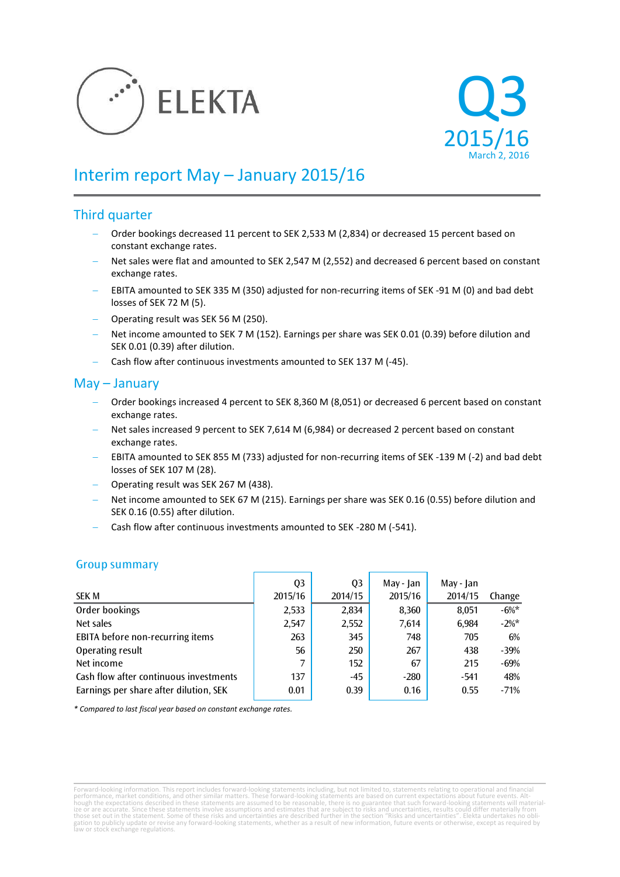ELEKTA

Q3
2015/16
March 2, 2016

# Interim report May – January 2015/16

## Third quarter

- Order bookings decreased 11 percent to SEK 2,533 M (2,834) or decreased 15 percent based on constant exchange rates.
- Net sales were flat and amounted to SEK 2,547 M (2,552) and decreased 6 percent based on constant exchange rates.
- EBITA amounted to SEK 335 M (350) adjusted for non-recurring items of SEK -91 M (0) and bad debt losses of SEK 72 M (5).
- Operating result was SEK 56 M (250).
- Net income amounted to SEK 7 M (152). Earnings per share was SEK 0.01 (0.39) before dilution and SEK 0.01 (0.39) after dilution.
- Cash flow after continuous investments amounted to SEK 137 M (-45).

## May – January

- Order bookings increased 4 percent to SEK 8,360 M (8,051) or decreased 6 percent based on constant exchange rates.
- Net sales increased 9 percent to SEK 7,614 M (6,984) or decreased 2 percent based on constant exchange rates.
- EBITA amounted to SEK 855 M (733) adjusted for non-recurring items of SEK -139 M (-2) and bad debt losses of SEK 107 M (28).
- Operating result was SEK 267 M (438).
- Net income amounted to SEK 67 M (215). Earnings per share was SEK 0.16 (0.55) before dilution and SEK 0.16 (0.55) after dilution.
- Cash flow after continuous investments amounted to SEK -280 M (-541).

## Group summary

| SEK M | Q3 2015/16 | Q3 2014/15 | May - Jan 2015/16 | May - Jan 2014/15 | Change |
|---|---|---|---|---|---|
| Order bookings | 2,533 | 2,834 | 8,360 | 8,051 | -6%* |
| Net sales | 2,547 | 2,552 | 7,614 | 6,984 | -2%* |
| EBITA before non-recurring items | 263 | 345 | 748 | 705 | 6% |
| Operating result | 56 | 250 | 267 | 438 | -39% |
| Net income | 7 | 152 | 67 | 215 | -69% |
| Cash flow after continuous investments | 137 | -45 | -280 | -541 | 48% |
| Earnings per share after dilution, SEK | 0.01 | 0.39 | 0.16 | 0.55 | -71% |

*\* Compared to last fiscal year based on constant exchange rates.*

Forward-looking information. This report includes forward-looking statements including, but not limited to, statements relating to operational and financial performance, market conditions, and other similar matters. These forward-looking statements are based on current expectations about future events. Although the expectations described in these statements are assumed to be reasonable, there is no guarantee that such forward-looking statements will materialize or are accurate. Since these statements involve assumptions and estimates that are subject to risks and uncertainties, results could differ materially from those set out in the statement. Some of these risks and uncertainties are described further in the section "Risks and uncertainties". Elekta undertakes no obligation to publicly update or revise any forward-looking statements, whether as a result of new information, future events or otherwise, except as required by law or stock exchange regulations.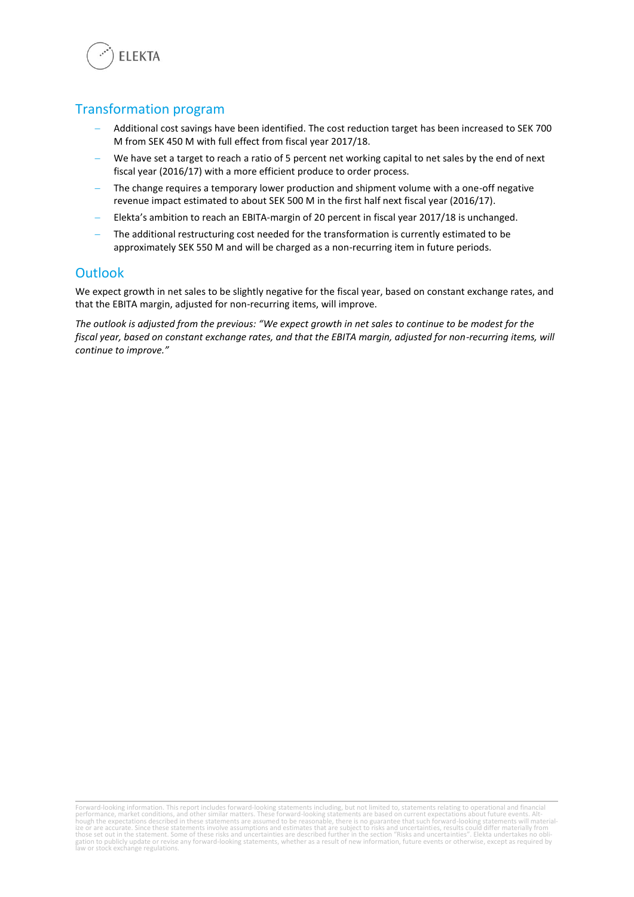## Transformation program

- Additional cost savings have been identified. The cost reduction target has been increased to SEK 700 M from SEK 450 M with full effect from fiscal year 2017/18.
- We have set a target to reach a ratio of 5 percent net working capital to net sales by the end of next fiscal year (2016/17) with a more efficient produce to order process.
- The change requires a temporary lower production and shipment volume with a one-off negative revenue impact estimated to about SEK 500 M in the first half next fiscal year (2016/17).
- Elekta's ambition to reach an EBITA-margin of 20 percent in fiscal year 2017/18 is unchanged.
- The additional restructuring cost needed for the transformation is currently estimated to be approximately SEK 550 M and will be charged as a non-recurring item in future periods.

## Outlook

We expect growth in net sales to be slightly negative for the fiscal year, based on constant exchange rates, and that the EBITA margin, adjusted for non-recurring items, will improve.

*The outlook is adjusted from the previous: "We expect growth in net sales to continue to be modest for the fiscal year, based on constant exchange rates, and that the EBITA margin, adjusted for non-recurring items, will continue to improve."*

Forward-looking information. This report includes forward-looking statements including, but not limited to, statements relating to operational and financial performance, market conditions, and other similar matters. These forward-looking statements are based on current expectations about future events. Although the expectations described in these statements are assumed to be reasonable, there is no guarantee that such forward-looking statements will materialize or are accurate. Since these statements involve assumptions and estimates that are subject to risks and uncertainties, results could differ materially from those set out in the statement. Some of these risks and uncertainties are described further in the section "Risks and uncertainties". Elekta undertakes no obligation to publicly update or revise any forward-looking statements, whether as a result of new information, future events or otherwise, except as required by law or stock exchange regulations.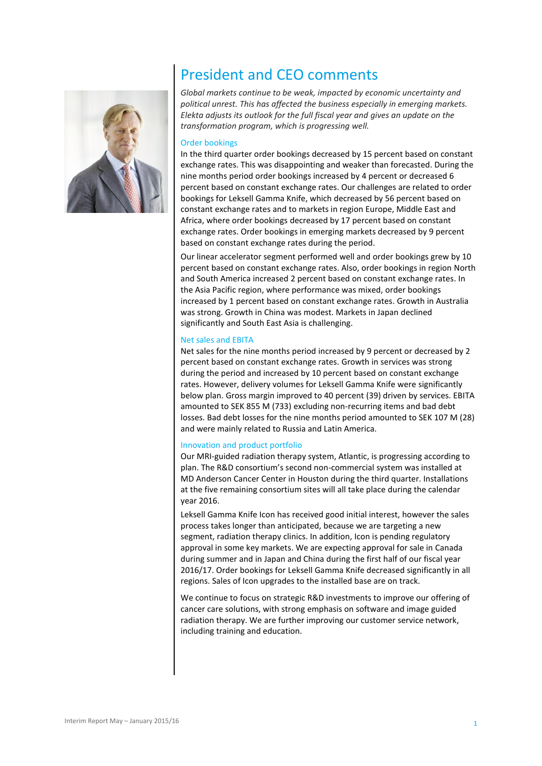# President and CEO comments

*Global markets continue to be weak, impacted by economic uncertainty and political unrest. This has affected the business especially in emerging markets. Elekta adjusts its outlook for the full fiscal year and gives an update on the transformation program, which is progressing well.*

## Order bookings

In the third quarter order bookings decreased by 15 percent based on constant exchange rates. This was disappointing and weaker than forecasted. During the nine months period order bookings increased by 4 percent or decreased 6 percent based on constant exchange rates. Our challenges are related to order bookings for Leksell Gamma Knife, which decreased by 56 percent based on constant exchange rates and to markets in region Europe, Middle East and Africa, where order bookings decreased by 17 percent based on constant exchange rates. Order bookings in emerging markets decreased by 9 percent based on constant exchange rates during the period.

Our linear accelerator segment performed well and order bookings grew by 10 percent based on constant exchange rates. Also, order bookings in region North and South America increased 2 percent based on constant exchange rates. In the Asia Pacific region, where performance was mixed, order bookings increased by 1 percent based on constant exchange rates. Growth in Australia was strong. Growth in China was modest. Markets in Japan declined significantly and South East Asia is challenging.

## Net sales and EBITA

Net sales for the nine months period increased by 9 percent or decreased by 2 percent based on constant exchange rates. Growth in services was strong during the period and increased by 10 percent based on constant exchange rates. However, delivery volumes for Leksell Gamma Knife were significantly below plan. Gross margin improved to 40 percent (39) driven by services. EBITA amounted to SEK 855 M (733) excluding non-recurring items and bad debt losses. Bad debt losses for the nine months period amounted to SEK 107 M (28) and were mainly related to Russia and Latin America.

## Innovation and product portfolio

Our MRI-guided radiation therapy system, Atlantic, is progressing according to plan. The R&D consortium's second non-commercial system was installed at MD Anderson Cancer Center in Houston during the third quarter. Installations at the five remaining consortium sites will all take place during the calendar year 2016.

Leksell Gamma Knife Icon has received good initial interest, however the sales process takes longer than anticipated, because we are targeting a new segment, radiation therapy clinics. In addition, Icon is pending regulatory approval in some key markets. We are expecting approval for sale in Canada during summer and in Japan and China during the first half of our fiscal year 2016/17. Order bookings for Leksell Gamma Knife decreased significantly in all regions. Sales of Icon upgrades to the installed base are on track.

We continue to focus on strategic R&D investments to improve our offering of cancer care solutions, with strong emphasis on software and image guided radiation therapy. We are further improving our customer service network, including training and education.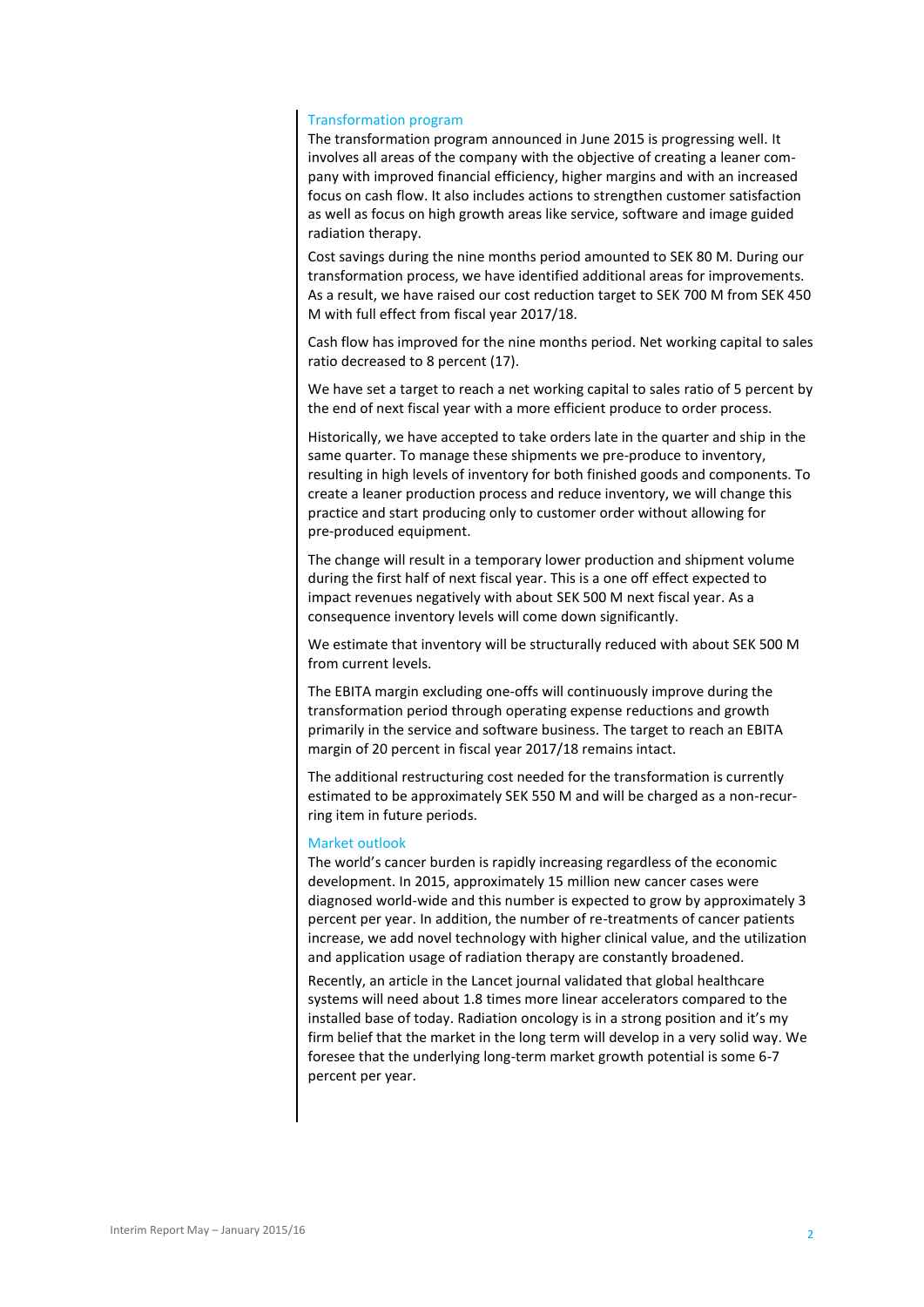## Transformation program

The transformation program announced in June 2015 is progressing well. It involves all areas of the company with the objective of creating a leaner company with improved financial efficiency, higher margins and with an increased focus on cash flow. It also includes actions to strengthen customer satisfaction as well as focus on high growth areas like service, software and image guided radiation therapy.

Cost savings during the nine months period amounted to SEK 80 M. During our transformation process, we have identified additional areas for improvements. As a result, we have raised our cost reduction target to SEK 700 M from SEK 450 M with full effect from fiscal year 2017/18.

Cash flow has improved for the nine months period. Net working capital to sales ratio decreased to 8 percent (17).

We have set a target to reach a net working capital to sales ratio of 5 percent by the end of next fiscal year with a more efficient produce to order process.

Historically, we have accepted to take orders late in the quarter and ship in the same quarter. To manage these shipments we pre-produce to inventory, resulting in high levels of inventory for both finished goods and components. To create a leaner production process and reduce inventory, we will change this practice and start producing only to customer order without allowing for pre-produced equipment.

The change will result in a temporary lower production and shipment volume during the first half of next fiscal year. This is a one off effect expected to impact revenues negatively with about SEK 500 M next fiscal year. As a consequence inventory levels will come down significantly.

We estimate that inventory will be structurally reduced with about SEK 500 M from current levels.

The EBITA margin excluding one-offs will continuously improve during the transformation period through operating expense reductions and growth primarily in the service and software business. The target to reach an EBITA margin of 20 percent in fiscal year 2017/18 remains intact.

The additional restructuring cost needed for the transformation is currently estimated to be approximately SEK 550 M and will be charged as a non-recurring item in future periods.

## Market outlook

The world's cancer burden is rapidly increasing regardless of the economic development. In 2015, approximately 15 million new cancer cases were diagnosed world-wide and this number is expected to grow by approximately 3 percent per year. In addition, the number of re-treatments of cancer patients increase, we add novel technology with higher clinical value, and the utilization and application usage of radiation therapy are constantly broadened.

Recently, an article in the Lancet journal validated that global healthcare systems will need about 1.8 times more linear accelerators compared to the installed base of today. Radiation oncology is in a strong position and it's my firm belief that the market in the long term will develop in a very solid way. We foresee that the underlying long-term market growth potential is some 6-7 percent per year.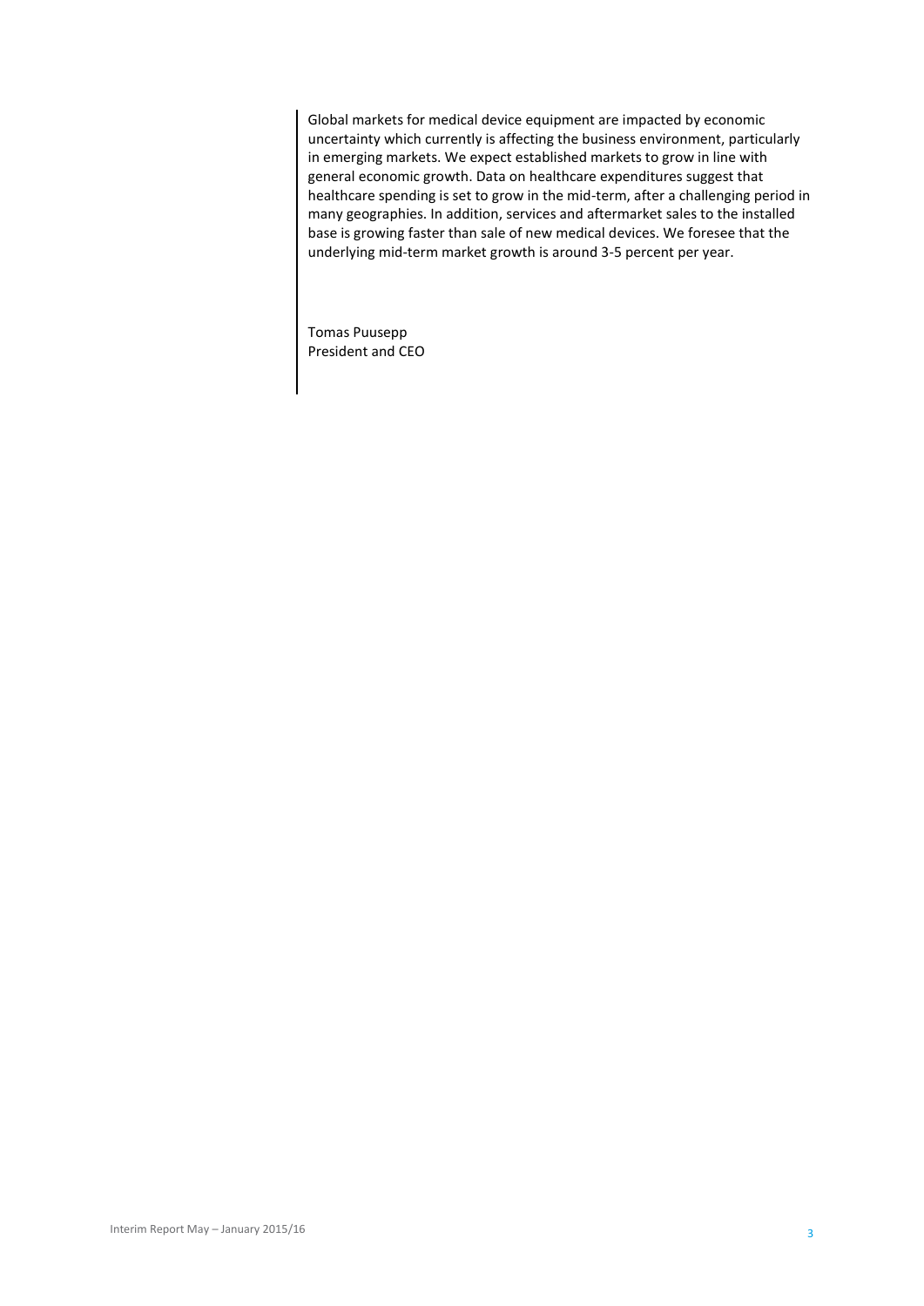Global markets for medical device equipment are impacted by economic uncertainty which currently is affecting the business environment, particularly in emerging markets. We expect established markets to grow in line with general economic growth. Data on healthcare expenditures suggest that healthcare spending is set to grow in the mid-term, after a challenging period in many geographies. In addition, services and aftermarket sales to the installed base is growing faster than sale of new medical devices. We foresee that the underlying mid-term market growth is around 3-5 percent per year.

Tomas Puusepp
President and CEO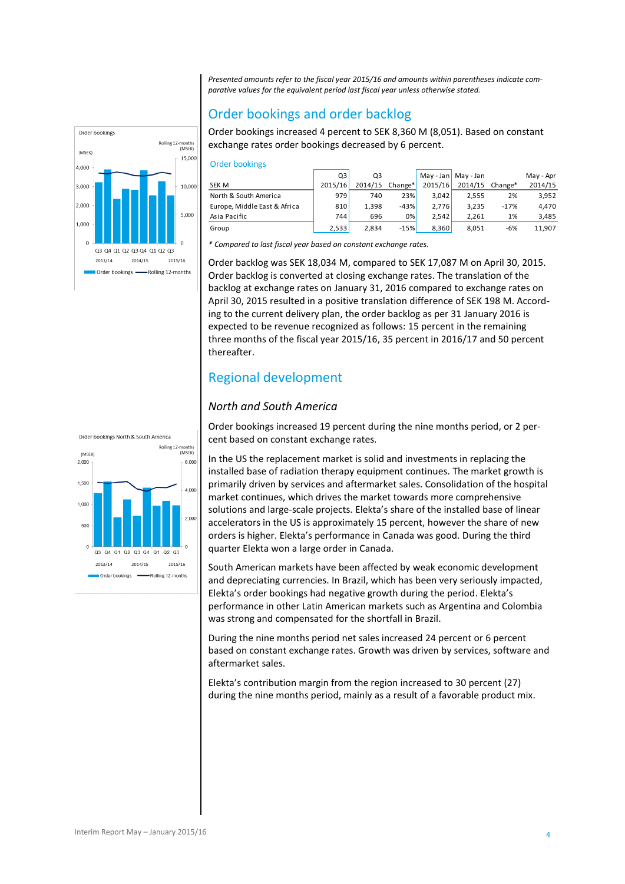*Presented amounts refer to the fiscal year 2015/16 and amounts within parentheses indicate comparative values for the equivalent period last fiscal year unless otherwise stated.*

## Order bookings and order backlog

Order bookings increased 4 percent to SEK 8,360 M (8,051). Based on constant exchange rates order bookings decreased by 6 percent.

### Order bookings

| SEK M | Q3 2015/16 | Q3 2014/15 | Change* | May - Jan 2015/16 | May - Jan 2014/15 | Change* | May - Apr 2014/15 |
|---|---|---|---|---|---|---|---|
| North & South America | 979 | 740 | 23% | 3,042 | 2,555 | 2% | 3,952 |
| Europe, Middle East & Africa | 810 | 1,398 | -43% | 2,776 | 3,235 | -17% | 4,470 |
| Asia Pacific | 744 | 696 | 0% | 2,542 | 2,261 | 1% | 3,485 |
| Group | 2,533 | 2,834 | -15% | 8,360 | 8,051 | -6% | 11,907 |

*\* Compared to last fiscal year based on constant exchange rates.*

Order backlog was SEK 18,034 M, compared to SEK 17,087 M on April 30, 2015. Order backlog is converted at closing exchange rates. The translation of the backlog at exchange rates on January 31, 2016 compared to exchange rates on April 30, 2015 resulted in a positive translation difference of SEK 198 M. According to the current delivery plan, the order backlog as per 31 January 2016 is expected to be revenue recognized as follows: 15 percent in the remaining three months of the fiscal year 2015/16, 35 percent in 2016/17 and 50 percent thereafter.

## Regional development

### *North and South America*

Order bookings increased 19 percent during the nine months period, or 2 percent based on constant exchange rates.

In the US the replacement market is solid and investments in replacing the installed base of radiation therapy equipment continues. The market growth is primarily driven by services and aftermarket sales. Consolidation of the hospital market continues, which drives the market towards more comprehensive solutions and large-scale projects. Elekta's share of the installed base of linear accelerators in the US is approximately 15 percent, however the share of new orders is higher. Elekta's performance in Canada was good. During the third quarter Elekta won a large order in Canada.

South American markets have been affected by weak economic development and depreciating currencies. In Brazil, which has been very seriously impacted, Elekta's order bookings had negative growth during the period. Elekta's performance in other Latin American markets such as Argentina and Colombia was strong and compensated for the shortfall in Brazil.

During the nine months period net sales increased 24 percent or 6 percent based on constant exchange rates. Growth was driven by services, software and aftermarket sales.

Elekta's contribution margin from the region increased to 30 percent (27) during the nine months period, mainly as a result of a favorable product mix.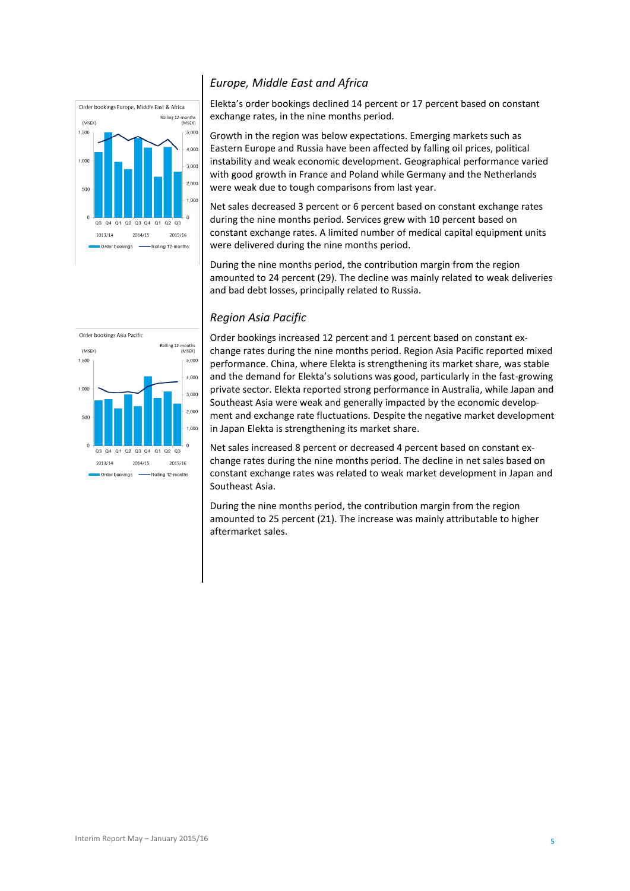## *Europe, Middle East and Africa*

Elekta's order bookings declined 14 percent or 17 percent based on constant exchange rates, in the nine months period.

Growth in the region was below expectations. Emerging markets such as Eastern Europe and Russia have been affected by falling oil prices, political instability and weak economic development. Geographical performance varied with good growth in France and Poland while Germany and the Netherlands were weak due to tough comparisons from last year.

Net sales decreased 3 percent or 6 percent based on constant exchange rates during the nine months period. Services grew with 10 percent based on constant exchange rates. A limited number of medical capital equipment units were delivered during the nine months period.

During the nine months period, the contribution margin from the region amounted to 24 percent (29). The decline was mainly related to weak deliveries and bad debt losses, principally related to Russia.

## *Region Asia Pacific*

Order bookings increased 12 percent and 1 percent based on constant exchange rates during the nine months period. Region Asia Pacific reported mixed performance. China, where Elekta is strengthening its market share, was stable and the demand for Elekta's solutions was good, particularly in the fast-growing private sector. Elekta reported strong performance in Australia, while Japan and Southeast Asia were weak and generally impacted by the economic development and exchange rate fluctuations. Despite the negative market development in Japan Elekta is strengthening its market share.

Net sales increased 8 percent or decreased 4 percent based on constant exchange rates during the nine months period. The decline in net sales based on constant exchange rates was related to weak market development in Japan and Southeast Asia.

During the nine months period, the contribution margin from the region amounted to 25 percent (21). The increase was mainly attributable to higher aftermarket sales.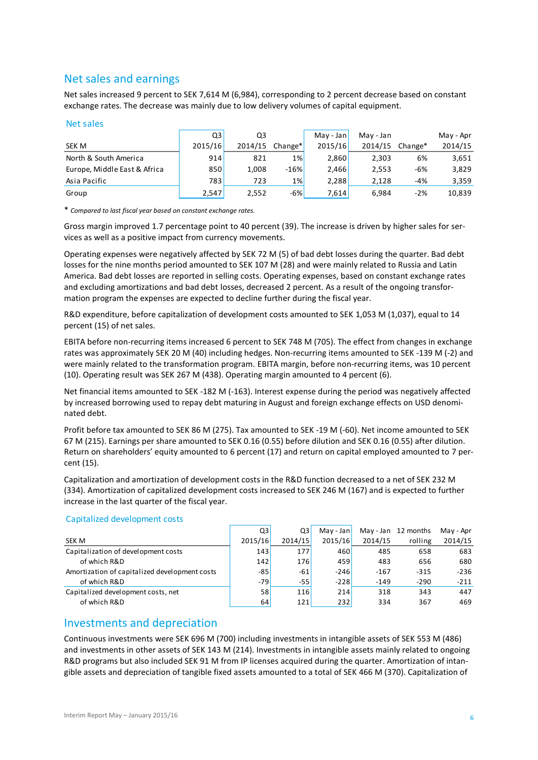## Net sales and earnings

Net sales increased 9 percent to SEK 7,614 M (6,984), corresponding to 2 percent decrease based on constant exchange rates. The decrease was mainly due to low delivery volumes of capital equipment.

### Net sales

| SEK M | Q3 2015/16 | Q3 2014/15 | Change* | May - Jan 2015/16 | May - Jan 2014/15 | Change* | May - Apr 2014/15 |
|---|---|---|---|---|---|---|---|
| North & South America | 914 | 821 | 1% | 2,860 | 2,303 | 6% | 3,651 |
| Europe, Middle East & Africa | 850 | 1,008 | -16% | 2,466 | 2,553 | -6% | 3,829 |
| Asia Pacific | 783 | 723 | 1% | 2,288 | 2,128 | -4% | 3,359 |
| Group | 2,547 | 2,552 | -6% | 7,614 | 6,984 | -2% | 10,839 |

\* *Compared to last fiscal year based on constant exchange rates.*

Gross margin improved 1.7 percentage point to 40 percent (39). The increase is driven by higher sales for services as well as a positive impact from currency movements.

Operating expenses were negatively affected by SEK 72 M (5) of bad debt losses during the quarter. Bad debt losses for the nine months period amounted to SEK 107 M (28) and were mainly related to Russia and Latin America. Bad debt losses are reported in selling costs. Operating expenses, based on constant exchange rates and excluding amortizations and bad debt losses, decreased 2 percent. As a result of the ongoing transformation program the expenses are expected to decline further during the fiscal year.

R&D expenditure, before capitalization of development costs amounted to SEK 1,053 M (1,037), equal to 14 percent (15) of net sales.

EBITA before non-recurring items increased 6 percent to SEK 748 M (705). The effect from changes in exchange rates was approximately SEK 20 M (40) including hedges. Non-recurring items amounted to SEK -139 M (-2) and were mainly related to the transformation program. EBITA margin, before non-recurring items, was 10 percent (10). Operating result was SEK 267 M (438). Operating margin amounted to 4 percent (6).

Net financial items amounted to SEK -182 M (-163). Interest expense during the period was negatively affected by increased borrowing used to repay debt maturing in August and foreign exchange effects on USD denominated debt.

Profit before tax amounted to SEK 86 M (275). Tax amounted to SEK -19 M (-60). Net income amounted to SEK 67 M (215). Earnings per share amounted to SEK 0.16 (0.55) before dilution and SEK 0.16 (0.55) after dilution. Return on shareholders' equity amounted to 6 percent (17) and return on capital employed amounted to 7 percent (15).

Capitalization and amortization of development costs in the R&D function decreased to a net of SEK 232 M (334). Amortization of capitalized development costs increased to SEK 246 M (167) and is expected to further increase in the last quarter of the fiscal year.

### Capitalized development costs

| SEK M | Q3 2015/16 | Q3 2014/15 | May - Jan 2015/16 | May - Jan 2014/15 | 12 months rolling | May - Apr 2014/15 |
|---|---|---|---|---|---|---|
| Capitalization of development costs | 143 | 177 | 460 | 485 | 658 | 683 |
| of which R&D | 142 | 176 | 459 | 483 | 656 | 680 |
| Amortization of capitalized development costs | -85 | -61 | -246 | -167 | -315 | -236 |
| of which R&D | -79 | -55 | -228 | -149 | -290 | -211 |
| Capitalized development costs, net | 58 | 116 | 214 | 318 | 343 | 447 |
| of which R&D | 64 | 121 | 232 | 334 | 367 | 469 |

## Investments and depreciation

Continuous investments were SEK 696 M (700) including investments in intangible assets of SEK 553 M (486) and investments in other assets of SEK 143 M (214). Investments in intangible assets mainly related to ongoing R&D programs but also included SEK 91 M from IP licenses acquired during the quarter. Amortization of intangible assets and depreciation of tangible fixed assets amounted to a total of SEK 466 M (370). Capitalization of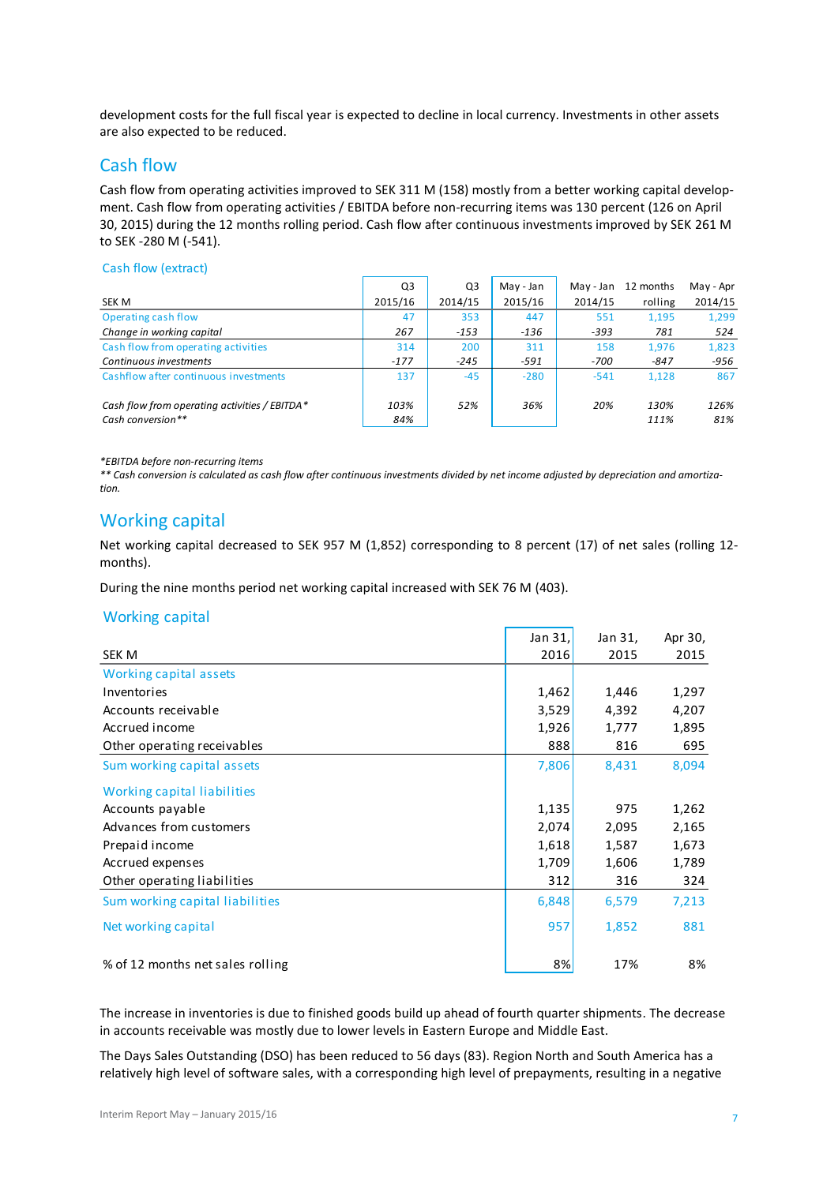development costs for the full fiscal year is expected to decline in local currency. Investments in other assets are also expected to be reduced.

## Cash flow

Cash flow from operating activities improved to SEK 311 M (158) mostly from a better working capital development. Cash flow from operating activities / EBITDA before non-recurring items was 130 percent (126 on April 30, 2015) during the 12 months rolling period. Cash flow after continuous investments improved by SEK 261 M to SEK -280 M (-541).

### Cash flow (extract)

| SEK M | Q3 2015/16 | Q3 2014/15 | May - Jan 2015/16 | May - Jan 2014/15 | 12 months rolling | May - Apr 2014/15 |
|---|---|---|---|---|---|---|
| Operating cash flow | 47 | 353 | 447 | 551 | 1,195 | 1,299 |
| *Change in working capital* | *267* | *-153* | *-136* | *-393* | *781* | *524* |
| Cash flow from operating activities | 314 | 200 | 311 | 158 | 1,976 | 1,823 |
| *Continuous investments* | *-177* | *-245* | *-591* | *-700* | *-847* | *-956* |
| Cashflow after continuous investments | 137 | -45 | -280 | -541 | 1,128 | 867 |
| | | | | | | |
| *Cash flow from operating activities / EBITDA\** | *103%* | *52%* | *36%* | *20%* | *130%* | *126%* |
| *Cash conversion\*\** | *84%* | | | | *111%* | *81%* |

*\*EBITDA before non-recurring items*
*\*\* Cash conversion is calculated as cash flow after continuous investments divided by net income adjusted by depreciation and amortization.*

## Working capital

Net working capital decreased to SEK 957 M (1,852) corresponding to 8 percent (17) of net sales (rolling 12-months).

During the nine months period net working capital increased with SEK 76 M (403).

### Working capital

| SEK M | Jan 31, 2016 | Jan 31, 2015 | Apr 30, 2015 |
|---|---|---|---|
| **Working capital assets** | | | |
| Inventories | 1,462 | 1,446 | 1,297 |
| Accounts receivable | 3,529 | 4,392 | 4,207 |
| Accrued income | 1,926 | 1,777 | 1,895 |
| Other operating receivables | 888 | 816 | 695 |
| Sum working capital assets | 7,806 | 8,431 | 8,094 |
| **Working capital liabilities** | | | |
| Accounts payable | 1,135 | 975 | 1,262 |
| Advances from customers | 2,074 | 2,095 | 2,165 |
| Prepaid income | 1,618 | 1,587 | 1,673 |
| Accrued expenses | 1,709 | 1,606 | 1,789 |
| Other operating liabilities | 312 | 316 | 324 |
| Sum working capital liabilities | 6,848 | 6,579 | 7,213 |
| Net working capital | 957 | 1,852 | 881 |
| | | | |
| % of 12 months net sales rolling | 8% | 17% | 8% |

The increase in inventories is due to finished goods build up ahead of fourth quarter shipments. The decrease in accounts receivable was mostly due to lower levels in Eastern Europe and Middle East.

The Days Sales Outstanding (DSO) has been reduced to 56 days (83). Region North and South America has a relatively high level of software sales, with a corresponding high level of prepayments, resulting in a negative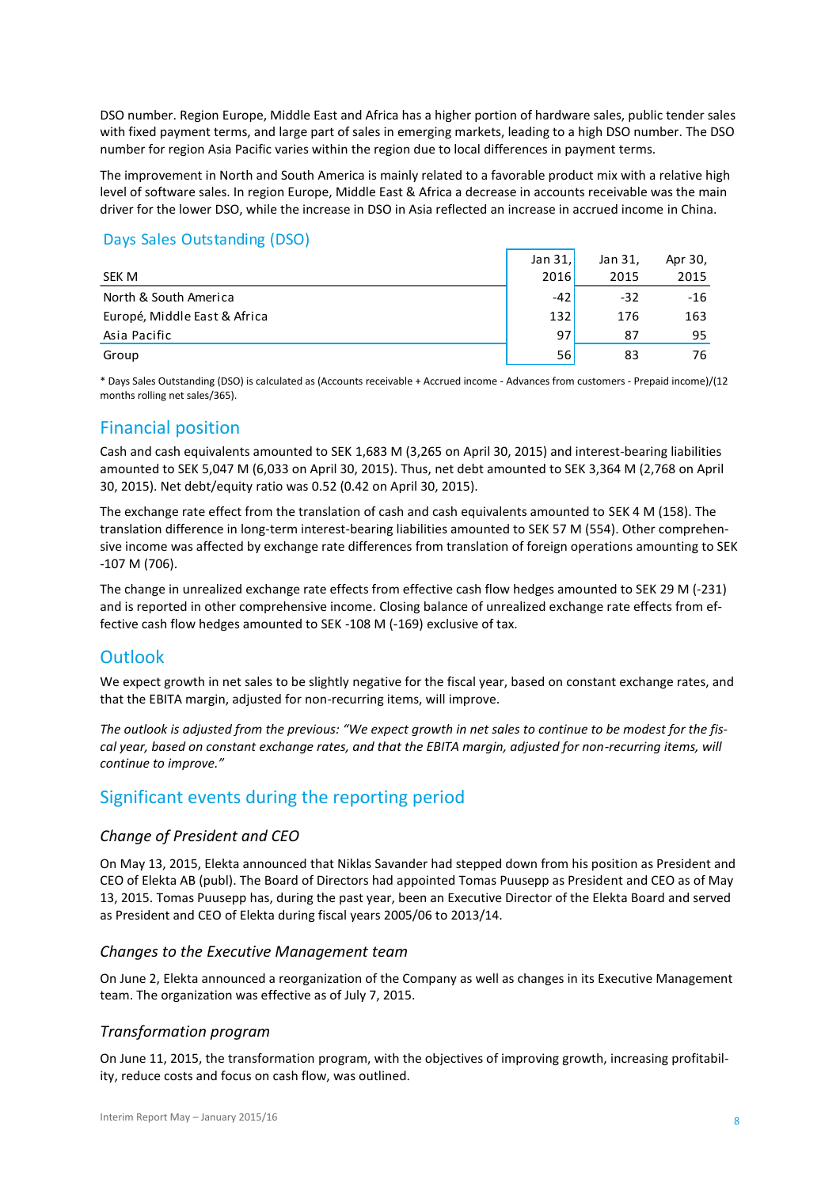DSO number. Region Europe, Middle East and Africa has a higher portion of hardware sales, public tender sales with fixed payment terms, and large part of sales in emerging markets, leading to a high DSO number. The DSO number for region Asia Pacific varies within the region due to local differences in payment terms.

The improvement in North and South America is mainly related to a favorable product mix with a relative high level of software sales. In region Europe, Middle East & Africa a decrease in accounts receivable was the main driver for the lower DSO, while the increase in DSO in Asia reflected an increase in accrued income in China.

## Days Sales Outstanding (DSO)

| SEK M | Jan 31, 2016 | Jan 31, 2015 | Apr 30, 2015 |
|---|---|---|---|
| North & South America | -42 | -32 | -16 |
| Europé, Middle East & Africa | 132 | 176 | 163 |
| Asia Pacific | 97 | 87 | 95 |
| Group | 56 | 83 | 76 |

* Days Sales Outstanding (DSO) is calculated as (Accounts receivable + Accrued income - Advances from customers - Prepaid income)/(12 months rolling net sales/365).

## Financial position

Cash and cash equivalents amounted to SEK 1,683 M (3,265 on April 30, 2015) and interest-bearing liabilities amounted to SEK 5,047 M (6,033 on April 30, 2015). Thus, net debt amounted to SEK 3,364 M (2,768 on April 30, 2015). Net debt/equity ratio was 0.52 (0.42 on April 30, 2015).

The exchange rate effect from the translation of cash and cash equivalents amounted to SEK 4 M (158). The translation difference in long-term interest-bearing liabilities amounted to SEK 57 M (554). Other comprehensive income was affected by exchange rate differences from translation of foreign operations amounting to SEK -107 M (706).

The change in unrealized exchange rate effects from effective cash flow hedges amounted to SEK 29 M (-231) and is reported in other comprehensive income. Closing balance of unrealized exchange rate effects from effective cash flow hedges amounted to SEK -108 M (-169) exclusive of tax.

## Outlook

We expect growth in net sales to be slightly negative for the fiscal year, based on constant exchange rates, and that the EBITA margin, adjusted for non-recurring items, will improve.

*The outlook is adjusted from the previous: "We expect growth in net sales to continue to be modest for the fiscal year, based on constant exchange rates, and that the EBITA margin, adjusted for non-recurring items, will continue to improve."*

## Significant events during the reporting period

### *Change of President and CEO*

On May 13, 2015, Elekta announced that Niklas Savander had stepped down from his position as President and CEO of Elekta AB (publ). The Board of Directors had appointed Tomas Puusepp as President and CEO as of May 13, 2015. Tomas Puusepp has, during the past year, been an Executive Director of the Elekta Board and served as President and CEO of Elekta during fiscal years 2005/06 to 2013/14.

### *Changes to the Executive Management team*

On June 2, Elekta announced a reorganization of the Company as well as changes in its Executive Management team. The organization was effective as of July 7, 2015.

### *Transformation program*

On June 11, 2015, the transformation program, with the objectives of improving growth, increasing profitability, reduce costs and focus on cash flow, was outlined.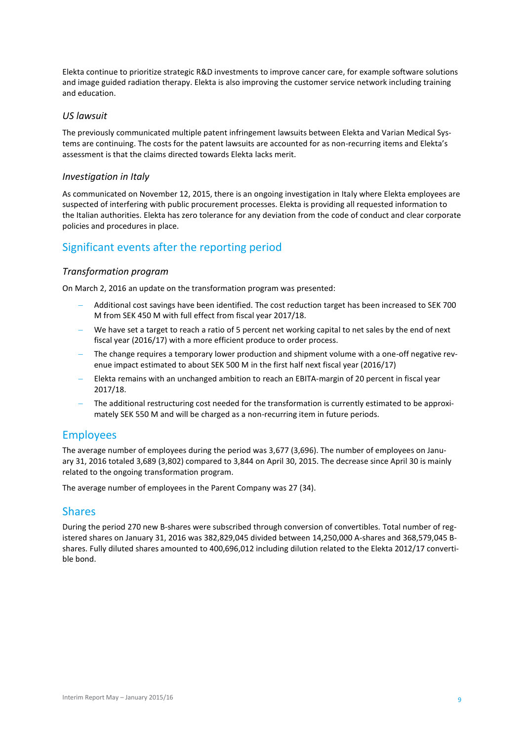Elekta continue to prioritize strategic R&D investments to improve cancer care, for example software solutions and image guided radiation therapy. Elekta is also improving the customer service network including training and education.

### *US lawsuit*

The previously communicated multiple patent infringement lawsuits between Elekta and Varian Medical Systems are continuing. The costs for the patent lawsuits are accounted for as non-recurring items and Elekta's assessment is that the claims directed towards Elekta lacks merit.

### *Investigation in Italy*

As communicated on November 12, 2015, there is an ongoing investigation in Italy where Elekta employees are suspected of interfering with public procurement processes. Elekta is providing all requested information to the Italian authorities. Elekta has zero tolerance for any deviation from the code of conduct and clear corporate policies and procedures in place.

## Significant events after the reporting period

### *Transformation program*

On March 2, 2016 an update on the transformation program was presented:

- Additional cost savings have been identified. The cost reduction target has been increased to SEK 700 M from SEK 450 M with full effect from fiscal year 2017/18.
- We have set a target to reach a ratio of 5 percent net working capital to net sales by the end of next fiscal year (2016/17) with a more efficient produce to order process.
- The change requires a temporary lower production and shipment volume with a one-off negative revenue impact estimated to about SEK 500 M in the first half next fiscal year (2016/17)
- Elekta remains with an unchanged ambition to reach an EBITA-margin of 20 percent in fiscal year 2017/18.
- The additional restructuring cost needed for the transformation is currently estimated to be approximately SEK 550 M and will be charged as a non-recurring item in future periods.

## Employees

The average number of employees during the period was 3,677 (3,696). The number of employees on January 31, 2016 totaled 3,689 (3,802) compared to 3,844 on April 30, 2015. The decrease since April 30 is mainly related to the ongoing transformation program.

The average number of employees in the Parent Company was 27 (34).

## Shares

During the period 270 new B-shares were subscribed through conversion of convertibles. Total number of registered shares on January 31, 2016 was 382,829,045 divided between 14,250,000 A-shares and 368,579,045 B-shares. Fully diluted shares amounted to 400,696,012 including dilution related to the Elekta 2012/17 convertible bond.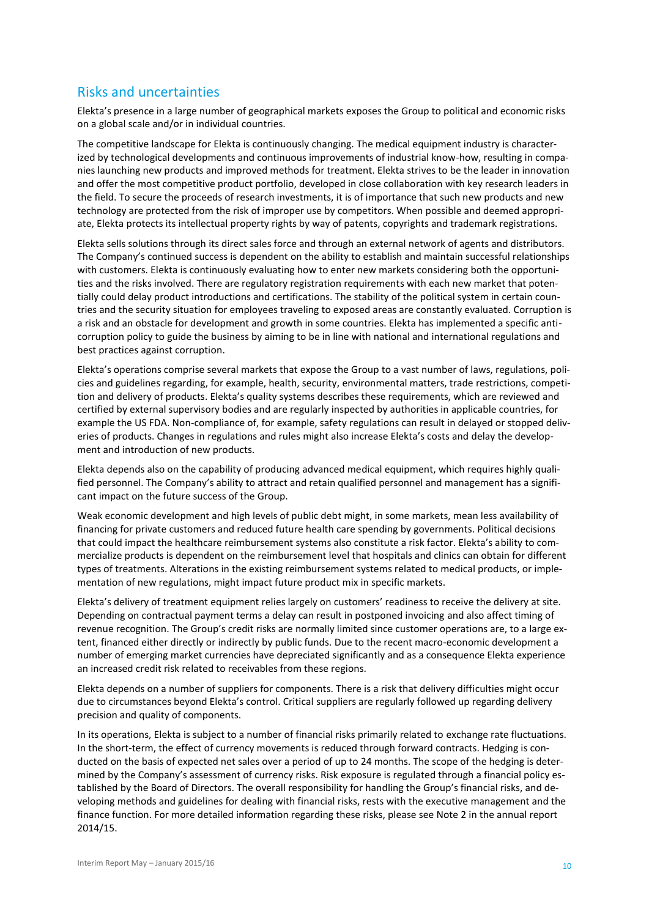## Risks and uncertainties

Elekta's presence in a large number of geographical markets exposes the Group to political and economic risks on a global scale and/or in individual countries.

The competitive landscape for Elekta is continuously changing. The medical equipment industry is characterized by technological developments and continuous improvements of industrial know-how, resulting in companies launching new products and improved methods for treatment. Elekta strives to be the leader in innovation and offer the most competitive product portfolio, developed in close collaboration with key research leaders in the field. To secure the proceeds of research investments, it is of importance that such new products and new technology are protected from the risk of improper use by competitors. When possible and deemed appropriate, Elekta protects its intellectual property rights by way of patents, copyrights and trademark registrations.

Elekta sells solutions through its direct sales force and through an external network of agents and distributors. The Company's continued success is dependent on the ability to establish and maintain successful relationships with customers. Elekta is continuously evaluating how to enter new markets considering both the opportunities and the risks involved. There are regulatory registration requirements with each new market that potentially could delay product introductions and certifications. The stability of the political system in certain countries and the security situation for employees traveling to exposed areas are constantly evaluated. Corruption is a risk and an obstacle for development and growth in some countries. Elekta has implemented a specific anti-corruption policy to guide the business by aiming to be in line with national and international regulations and best practices against corruption.

Elekta's operations comprise several markets that expose the Group to a vast number of laws, regulations, policies and guidelines regarding, for example, health, security, environmental matters, trade restrictions, competition and delivery of products. Elekta's quality systems describes these requirements, which are reviewed and certified by external supervisory bodies and are regularly inspected by authorities in applicable countries, for example the US FDA. Non-compliance of, for example, safety regulations can result in delayed or stopped deliveries of products. Changes in regulations and rules might also increase Elekta's costs and delay the development and introduction of new products.

Elekta depends also on the capability of producing advanced medical equipment, which requires highly qualified personnel. The Company's ability to attract and retain qualified personnel and management has a significant impact on the future success of the Group.

Weak economic development and high levels of public debt might, in some markets, mean less availability of financing for private customers and reduced future health care spending by governments. Political decisions that could impact the healthcare reimbursement systems also constitute a risk factor. Elekta's ability to commercialize products is dependent on the reimbursement level that hospitals and clinics can obtain for different types of treatments. Alterations in the existing reimbursement systems related to medical products, or implementation of new regulations, might impact future product mix in specific markets.

Elekta's delivery of treatment equipment relies largely on customers' readiness to receive the delivery at site. Depending on contractual payment terms a delay can result in postponed invoicing and also affect timing of revenue recognition. The Group's credit risks are normally limited since customer operations are, to a large extent, financed either directly or indirectly by public funds. Due to the recent macro-economic development a number of emerging market currencies have depreciated significantly and as a consequence Elekta experience an increased credit risk related to receivables from these regions.

Elekta depends on a number of suppliers for components. There is a risk that delivery difficulties might occur due to circumstances beyond Elekta's control. Critical suppliers are regularly followed up regarding delivery precision and quality of components.

In its operations, Elekta is subject to a number of financial risks primarily related to exchange rate fluctuations. In the short-term, the effect of currency movements is reduced through forward contracts. Hedging is conducted on the basis of expected net sales over a period of up to 24 months. The scope of the hedging is determined by the Company's assessment of currency risks. Risk exposure is regulated through a financial policy established by the Board of Directors. The overall responsibility for handling the Group's financial risks, and developing methods and guidelines for dealing with financial risks, rests with the executive management and the finance function. For more detailed information regarding these risks, please see Note 2 in the annual report 2014/15.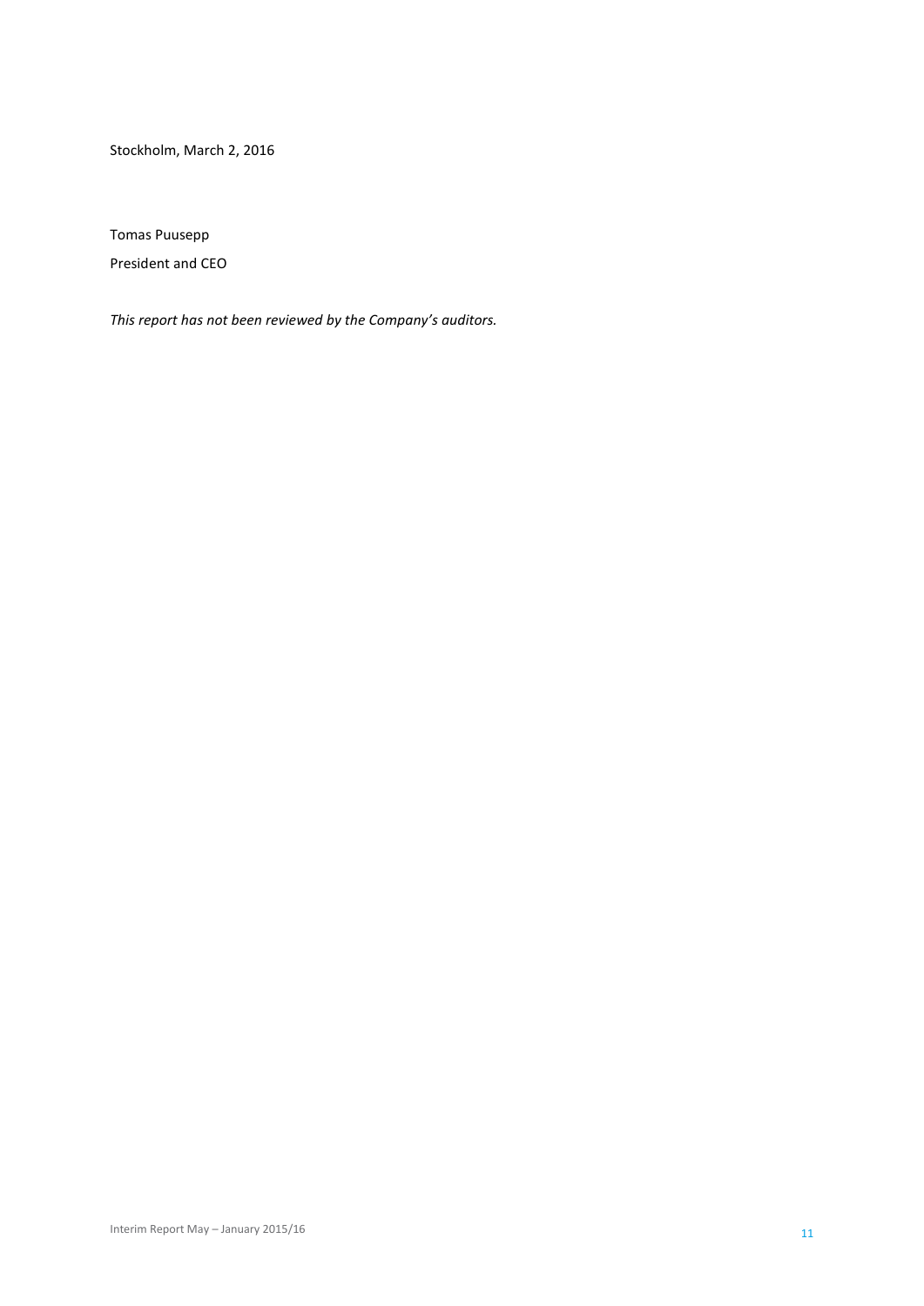Stockholm, March 2, 2016

Tomas Puusepp

President and CEO

*This report has not been reviewed by the Company's auditors.*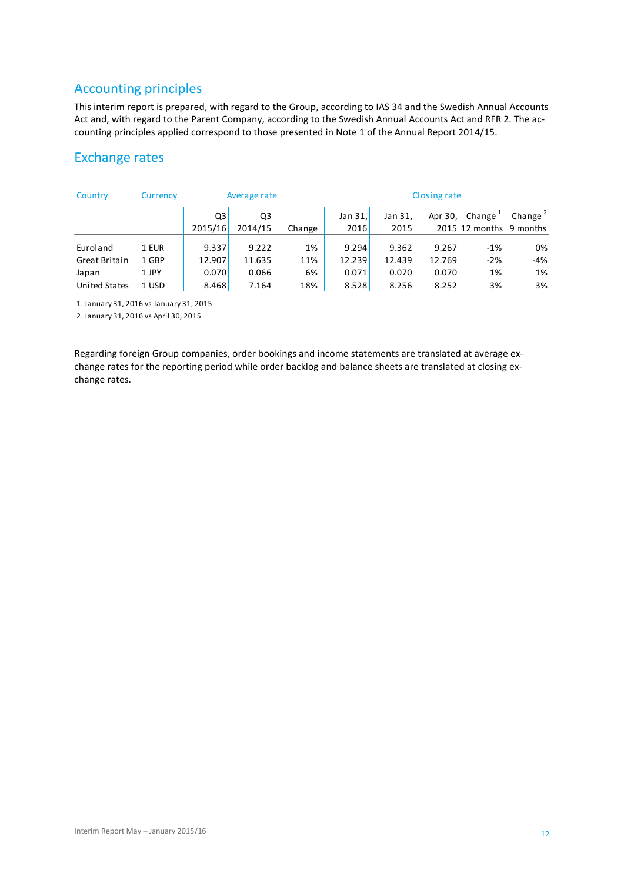## Accounting principles

This interim report is prepared, with regard to the Group, according to IAS 34 and the Swedish Annual Accounts Act and, with regard to the Parent Company, according to the Swedish Annual Accounts Act and RFR 2. The accounting principles applied correspond to those presented in Note 1 of the Annual Report 2014/15.

## Exchange rates

| Country | Currency | Average rate | | | Closing rate | | | | |
|---|---|---|---|---|---|---|---|---|---|
| | | Q3 2015/16 | Q3 2014/15 | Change | Jan 31, 2016 | Jan 31, 2015 | Apr 30, 2015 | Change [1] 12 months | Change [2] 9 months |
| Euroland | 1 EUR | 9.337 | 9.222 | 1% | 9.294 | 9.362 | 9.267 | -1% | 0% |
| Great Britain | 1 GBP | 12.907 | 11.635 | 11% | 12.239 | 12.439 | 12.769 | -2% | -4% |
| Japan | 1 JPY | 0.070 | 0.066 | 6% | 0.071 | 0.070 | 0.070 | 1% | 1% |
| United States | 1 USD | 8.468 | 7.164 | 18% | 8.528 | 8.256 | 8.252 | 3% | 3% |

1. January 31, 2016 vs January 31, 2015
2. January 31, 2016 vs April 30, 2015

Regarding foreign Group companies, order bookings and income statements are translated at average exchange rates for the reporting period while order backlog and balance sheets are translated at closing exchange rates.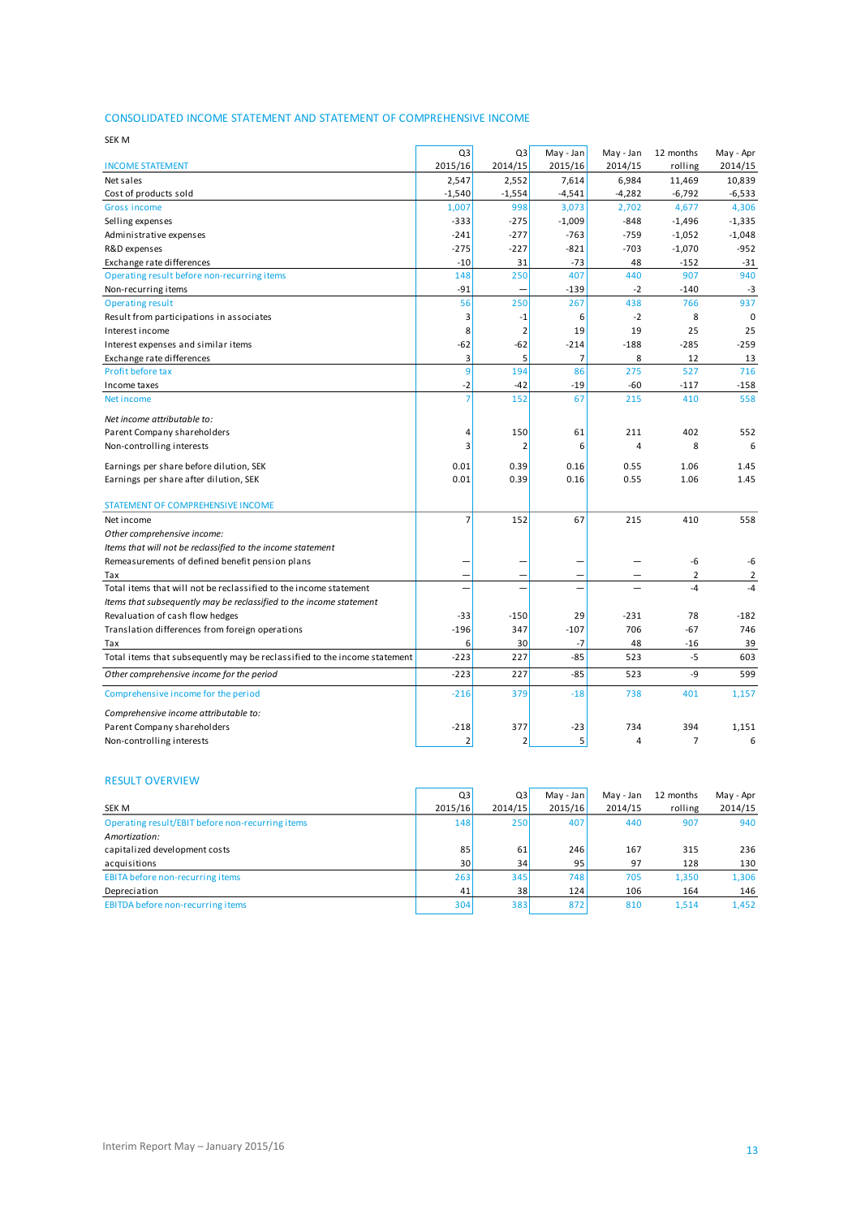## CONSOLIDATED INCOME STATEMENT AND STATEMENT OF COMPREHENSIVE INCOME

SEK M

| INCOME STATEMENT | Q3 2015/16 | Q3 2014/15 | May - Jan 2015/16 | May - Jan 2014/15 | 12 months rolling | May - Apr 2014/15 |
|---|---|---|---|---|---|---|
| Net sales | 2,547 | 2,552 | 7,614 | 6,984 | 11,469 | 10,839 |
| Cost of products sold | -1,540 | -1,554 | -4,541 | -4,282 | -6,792 | -6,533 |
| Gross income | 1,007 | 998 | 3,073 | 2,702 | 4,677 | 4,306 |
| Selling expenses | -333 | -275 | -1,009 | -848 | -1,496 | -1,335 |
| Administrative expenses | -241 | -277 | -763 | -759 | -1,052 | -1,048 |
| R&D expenses | -275 | -227 | -821 | -703 | -1,070 | -952 |
| Exchange rate differences | -10 | 31 | -73 | 48 | -152 | -31 |
| Operating result before non-recurring items | 148 | 250 | 407 | 440 | 907 | 940 |
| Non-recurring items | -91 | — | -139 | -2 | -140 | -3 |
| Operating result | 56 | 250 | 267 | 438 | 766 | 937 |
| Result from participations in associates | 3 | -1 | 6 | -2 | 8 | 0 |
| Interest income | 8 | 2 | 19 | 19 | 25 | 25 |
| Interest expenses and similar items | -62 | -62 | -214 | -188 | -285 | -259 |
| Exchange rate differences | 3 | 5 | 7 | 8 | 12 | 13 |
| Profit before tax | 9 | 194 | 86 | 275 | 527 | 716 |
| Income taxes | -2 | -42 | -19 | -60 | -117 | -158 |
| Net income | 7 | 152 | 67 | 215 | 410 | 558 |
| *Net income attributable to:* | | | | | | |
| Parent Company shareholders | 4 | 150 | 61 | 211 | 402 | 552 |
| Non-controlling interests | 3 | 2 | 6 | 4 | 8 | 6 |
| Earnings per share before dilution, SEK | 0.01 | 0.39 | 0.16 | 0.55 | 1.06 | 1.45 |
| Earnings per share after dilution, SEK | 0.01 | 0.39 | 0.16 | 0.55 | 1.06 | 1.45 |

| STATEMENT OF COMPREHENSIVE INCOME | Q3 2015/16 | Q3 2014/15 | May - Jan 2015/16 | May - Jan 2014/15 | 12 months rolling | May - Apr 2014/15 |
|---|---|---|---|---|---|---|
| Net income | 7 | 152 | 67 | 215 | 410 | 558 |
| *Other comprehensive income:* | | | | | | |
| *Items that will not be reclassified to the income statement* | | | | | | |
| Remeasurements of defined benefit pension plans | — | — | — | — | -6 | -6 |
| Tax | — | — | — | — | 2 | 2 |
| Total items that will not be reclassified to the income statement | — | — | — | — | -4 | -4 |
| *Items that subsequently may be reclassified to the income statement* | | | | | | |
| Revaluation of cash flow hedges | -33 | -150 | 29 | -231 | 78 | -182 |
| Translation differences from foreign operations | -196 | 347 | -107 | 706 | -67 | 746 |
| Tax | 6 | 30 | -7 | 48 | -16 | 39 |
| Total items that subsequently may be reclassified to the income statement | -223 | 227 | -85 | 523 | -5 | 603 |
| *Other comprehensive income for the period* | -223 | 227 | -85 | 523 | -9 | 599 |
| Comprehensive income for the period | -216 | 379 | -18 | 738 | 401 | 1,157 |
| *Comprehensive income attributable to:* | | | | | | |
| Parent Company shareholders | -218 | 377 | -23 | 734 | 394 | 1,151 |
| Non-controlling interests | 2 | 2 | 5 | 4 | 7 | 6 |

## RESULT OVERVIEW

| SEK M | Q3 2015/16 | Q3 2014/15 | May - Jan 2015/16 | May - Jan 2014/15 | 12 months rolling | May - Apr 2014/15 |
|---|---|---|---|---|---|---|
| Operating result/EBIT before non-recurring items | 148 | 250 | 407 | 440 | 907 | 940 |
| *Amortization:* | | | | | | |
| capitalized development costs | 85 | 61 | 246 | 167 | 315 | 236 |
| acquisitions | 30 | 34 | 95 | 97 | 128 | 130 |
| EBITA before non-recurring items | 263 | 345 | 748 | 705 | 1,350 | 1,306 |
| Depreciation | 41 | 38 | 124 | 106 | 164 | 146 |
| EBITDA before non-recurring items | 304 | 383 | 872 | 810 | 1,514 | 1,452 |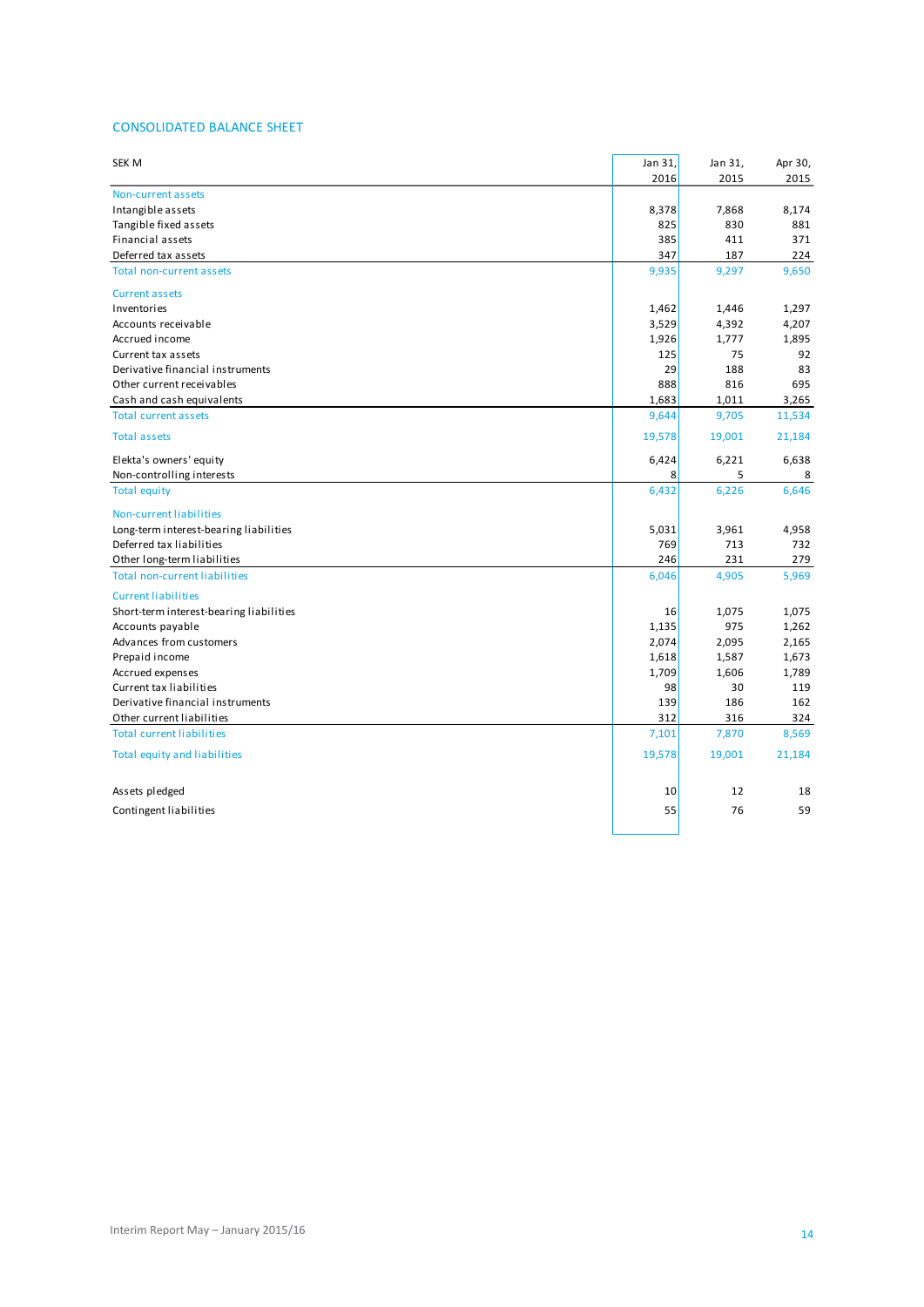## CONSOLIDATED BALANCE SHEET

| SEK M | Jan 31, 2016 | Jan 31, 2015 | Apr 30, 2015 |
|---|---|---|---|
| **Non-current assets** | | | |
| Intangible assets | 8,378 | 7,868 | 8,174 |
| Tangible fixed assets | 825 | 830 | 881 |
| Financial assets | 385 | 411 | 371 |
| Deferred tax assets | 347 | 187 | 224 |
| **Total non-current assets** | 9,935 | 9,297 | 9,650 |
| **Current assets** | | | |
| Inventories | 1,462 | 1,446 | 1,297 |
| Accounts receivable | 3,529 | 4,392 | 4,207 |
| Accrued income | 1,926 | 1,777 | 1,895 |
| Current tax assets | 125 | 75 | 92 |
| Derivative financial instruments | 29 | 188 | 83 |
| Other current receivables | 888 | 816 | 695 |
| Cash and cash equivalents | 1,683 | 1,011 | 3,265 |
| **Total current assets** | 9,644 | 9,705 | 11,534 |
| **Total assets** | 19,578 | 19,001 | 21,184 |
| Elekta's owners' equity | 6,424 | 6,221 | 6,638 |
| Non-controlling interests | 8 | 5 | 8 |
| **Total equity** | 6,432 | 6,226 | 6,646 |
| **Non-current liabilities** | | | |
| Long-term interest-bearing liabilities | 5,031 | 3,961 | 4,958 |
| Deferred tax liabilities | 769 | 713 | 732 |
| Other long-term liabilities | 246 | 231 | 279 |
| **Total non-current liabilities** | 6,046 | 4,905 | 5,969 |
| **Current liabilities** | | | |
| Short-term interest-bearing liabilities | 16 | 1,075 | 1,075 |
| Accounts payable | 1,135 | 975 | 1,262 |
| Advances from customers | 2,074 | 2,095 | 2,165 |
| Prepaid income | 1,618 | 1,587 | 1,673 |
| Accrued expenses | 1,709 | 1,606 | 1,789 |
| Current tax liabilities | 98 | 30 | 119 |
| Derivative financial instruments | 139 | 186 | 162 |
| Other current liabilities | 312 | 316 | 324 |
| **Total current liabilities** | 7,101 | 7,870 | 8,569 |
| **Total equity and liabilities** | 19,578 | 19,001 | 21,184 |
| Assets pledged | 10 | 12 | 18 |
| Contingent liabilities | 55 | 76 | 59 |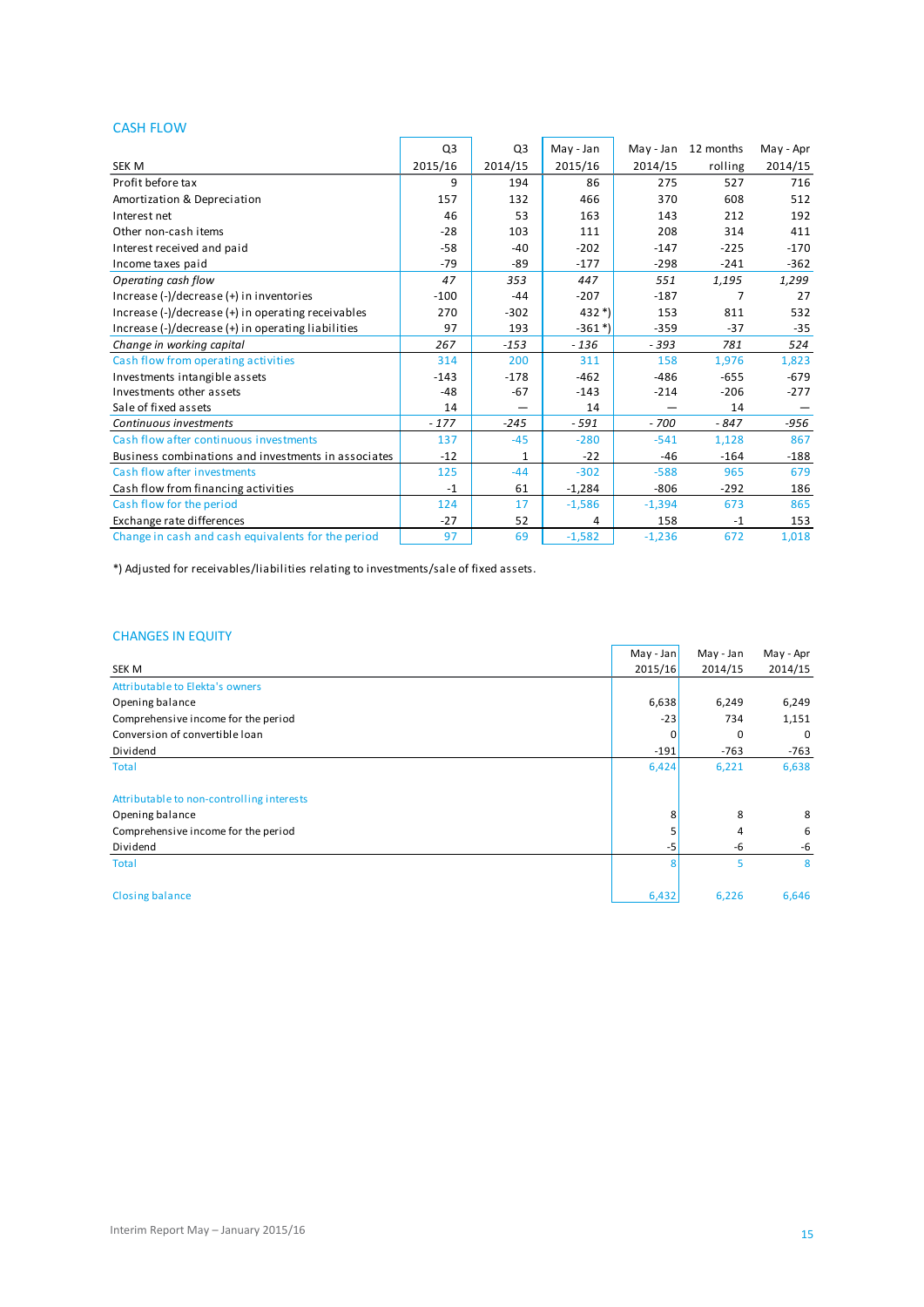## CASH FLOW

| SEK M | Q3 2015/16 | Q3 2014/15 | May - Jan 2015/16 | May - Jan 2014/15 | 12 months rolling | May - Apr 2014/15 |
|---|---|---|---|---|---|---|
| Profit before tax | 9 | 194 | 86 | 275 | 527 | 716 |
| Amortization & Depreciation | 157 | 132 | 466 | 370 | 608 | 512 |
| Interest net | 46 | 53 | 163 | 143 | 212 | 192 |
| Other non-cash items | -28 | 103 | 111 | 208 | 314 | 411 |
| Interest received and paid | -58 | -40 | -202 | -147 | -225 | -170 |
| Income taxes paid | -79 | -89 | -177 | -298 | -241 | -362 |
| *Operating cash flow* | *47* | *353* | *447* | *551* | *1,195* | *1,299* |
| Increase (-)/decrease (+) in inventories | -100 | -44 | -207 | -187 | 7 | 27 |
| Increase (-)/decrease (+) in operating receivables | 270 | -302 | 432 *) | 153 | 811 | 532 |
| Increase (-)/decrease (+) in operating liabilities | 97 | 193 | -361 *) | -359 | -37 | -35 |
| *Change in working capital* | *267* | *-153* | *- 136* | *- 393* | *781* | *524* |
| Cash flow from operating activities | 314 | 200 | 311 | 158 | 1,976 | 1,823 |
| Investments intangible assets | -143 | -178 | -462 | -486 | -655 | -679 |
| Investments other assets | -48 | -67 | -143 | -214 | -206 | -277 |
| Sale of fixed assets | 14 | — | 14 | — | 14 | — |
| *Continuous investments* | *- 177* | *-245* | *- 591* | *- 700* | *- 847* | *-956* |
| Cash flow after continuous investments | 137 | -45 | -280 | -541 | 1,128 | 867 |
| Business combinations and investments in associates | -12 | 1 | -22 | -46 | -164 | -188 |
| Cash flow after investments | 125 | -44 | -302 | -588 | 965 | 679 |
| Cash flow from financing activities | -1 | 61 | -1,284 | -806 | -292 | 186 |
| Cash flow for the period | 124 | 17 | -1,586 | -1,394 | 673 | 865 |
| Exchange rate differences | -27 | 52 | 4 | 158 | -1 | 153 |
| Change in cash and cash equivalents for the period | 97 | 69 | -1,582 | -1,236 | 672 | 1,018 |

*) Adjusted for receivables/liabilities relating to investments/sale of fixed assets.

## CHANGES IN EQUITY

| SEK M | May - Jan 2015/16 | May - Jan 2014/15 | May - Apr 2014/15 |
|---|---|---|---|
| Attributable to Elekta's owners | | | |
| Opening balance | 6,638 | 6,249 | 6,249 |
| Comprehensive income for the period | -23 | 734 | 1,151 |
| Conversion of convertible loan | 0 | 0 | 0 |
| Dividend | -191 | -763 | -763 |
| Total | 6,424 | 6,221 | 6,638 |
| | | | |
| Attributable to non-controlling interests | | | |
| Opening balance | 8 | 8 | 8 |
| Comprehensive income for the period | 5 | 4 | 6 |
| Dividend | -5 | -6 | -6 |
| Total | 8 | 5 | 8 |
| | | | |
| Closing balance | 6,432 | 6,226 | 6,646 |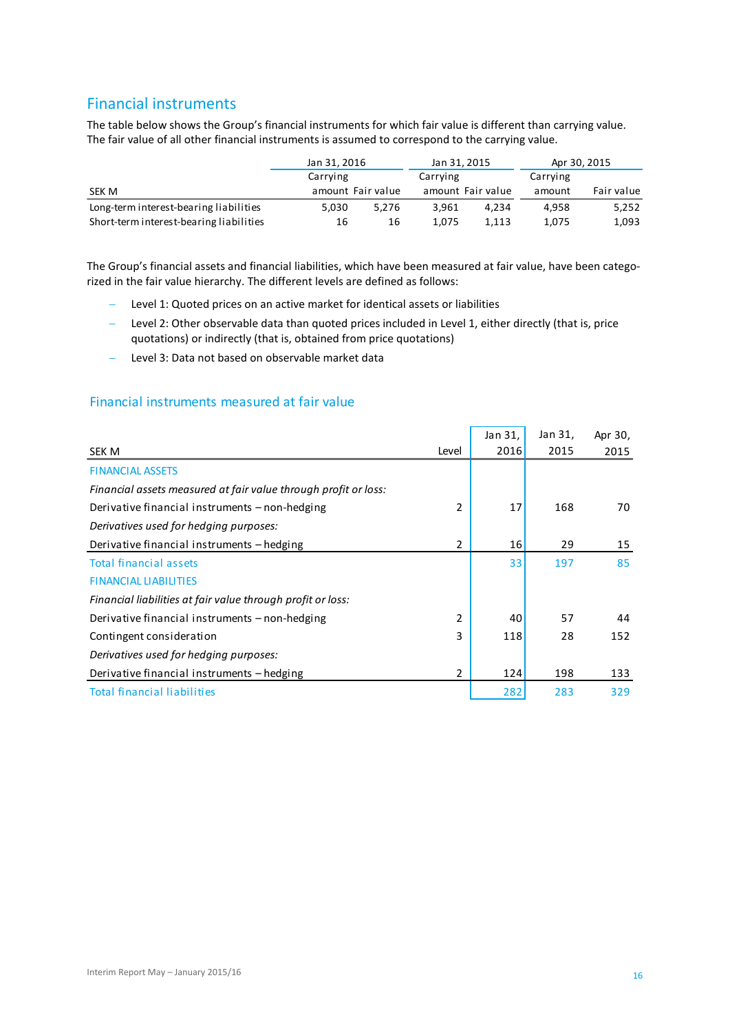## Financial instruments

The table below shows the Group's financial instruments for which fair value is different than carrying value. The fair value of all other financial instruments is assumed to correspond to the carrying value.

| SEK M | Jan 31, 2016 | | Jan 31, 2015 | | Apr 30, 2015 | |
|---|---|---|---|---|---|---|
| | Carrying amount | Fair value | Carrying amount | Fair value | Carrying amount | Fair value |
| Long-term interest-bearing liabilities | 5,030 | 5,276 | 3,961 | 4,234 | 4,958 | 5,252 |
| Short-term interest-bearing liabilities | 16 | 16 | 1,075 | 1,113 | 1,075 | 1,093 |

The Group's financial assets and financial liabilities, which have been measured at fair value, have been categorized in the fair value hierarchy. The different levels are defined as follows:

- Level 1: Quoted prices on an active market for identical assets or liabilities
- Level 2: Other observable data than quoted prices included in Level 1, either directly (that is, price quotations) or indirectly (that is, obtained from price quotations)
- Level 3: Data not based on observable market data

### Financial instruments measured at fair value

| SEK M | Level | Jan 31, 2016 | Jan 31, 2015 | Apr 30, 2015 |
|---|---|---|---|---|
| FINANCIAL ASSETS | | | | |
| *Financial assets measured at fair value through profit or loss:* | | | | |
| Derivative financial instruments – non-hedging | 2 | 17 | 168 | 70 |
| *Derivatives used for hedging purposes:* | | | | |
| Derivative financial instruments – hedging | 2 | 16 | 29 | 15 |
| Total financial assets | | 33 | 197 | 85 |
| FINANCIAL LIABILITIES | | | | |
| *Financial liabilities at fair value through profit or loss:* | | | | |
| Derivative financial instruments – non-hedging | 2 | 40 | 57 | 44 |
| Contingent consideration | 3 | 118 | 28 | 152 |
| *Derivatives used for hedging purposes:* | | | | |
| Derivative financial instruments – hedging | 2 | 124 | 198 | 133 |
| Total financial liabilities | | 282 | 283 | 329 |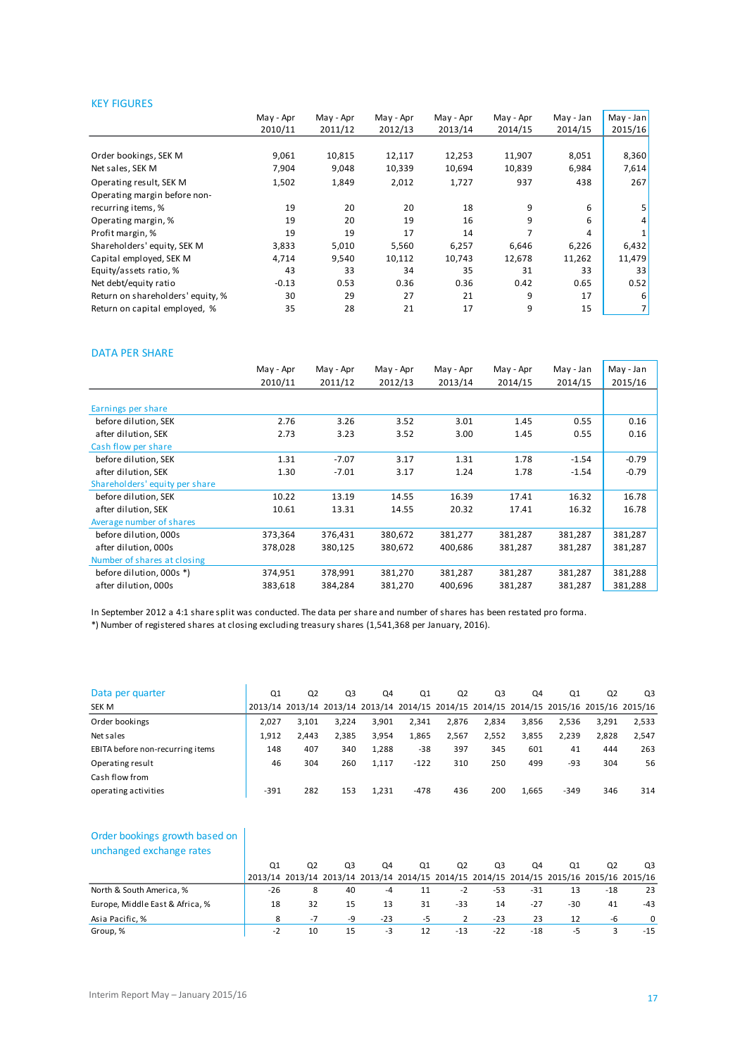## KEY FIGURES

| | May - Apr 2010/11 | May - Apr 2011/12 | May - Apr 2012/13 | May - Apr 2013/14 | May - Apr 2014/15 | May - Jan 2014/15 | May - Jan 2015/16 |
|---|---|---|---|---|---|---|---|
| Order bookings, SEK M | 9,061 | 10,815 | 12,117 | 12,253 | 11,907 | 8,051 | 8,360 |
| Net sales, SEK M | 7,904 | 9,048 | 10,339 | 10,694 | 10,839 | 6,984 | 7,614 |
| Operating result, SEK M | 1,502 | 1,849 | 2,012 | 1,727 | 937 | 438 | 267 |
| Operating margin before non-recurring items, % | 19 | 20 | 20 | 18 | 9 | 6 | 5 |
| Operating margin, % | 19 | 20 | 19 | 16 | 9 | 6 | 4 |
| Profit margin, % | 19 | 19 | 17 | 14 | 7 | 4 | 1 |
| Shareholders' equity, SEK M | 3,833 | 5,010 | 5,560 | 6,257 | 6,646 | 6,226 | 6,432 |
| Capital employed, SEK M | 4,714 | 9,540 | 10,112 | 10,743 | 12,678 | 11,262 | 11,479 |
| Equity/assets ratio, % | 43 | 33 | 34 | 35 | 31 | 33 | 33 |
| Net debt/equity ratio | -0.13 | 0.53 | 0.36 | 0.36 | 0.42 | 0.65 | 0.52 |
| Return on shareholders' equity, % | 30 | 29 | 27 | 21 | 9 | 17 | 6 |
| Return on capital employed, % | 35 | 28 | 21 | 17 | 9 | 15 | 7 |

## DATA PER SHARE

| | May - Apr 2010/11 | May - Apr 2011/12 | May - Apr 2012/13 | May - Apr 2013/14 | May - Apr 2014/15 | May - Jan 2014/15 | May - Jan 2015/16 |
|---|---|---|---|---|---|---|---|
| **Earnings per share** | | | | | | | |
| before dilution, SEK | 2.76 | 3.26 | 3.52 | 3.01 | 1.45 | 0.55 | 0.16 |
| after dilution, SEK | 2.73 | 3.23 | 3.52 | 3.00 | 1.45 | 0.55 | 0.16 |
| **Cash flow per share** | | | | | | | |
| before dilution, SEK | 1.31 | -7.07 | 3.17 | 1.31 | 1.78 | -1.54 | -0.79 |
| after dilution, SEK | 1.30 | -7.01 | 3.17 | 1.24 | 1.78 | -1.54 | -0.79 |
| **Shareholders' equity per share** | | | | | | | |
| before dilution, SEK | 10.22 | 13.19 | 14.55 | 16.39 | 17.41 | 16.32 | 16.78 |
| after dilution, SEK | 10.61 | 13.31 | 14.55 | 20.32 | 17.41 | 16.32 | 16.78 |
| **Average number of shares** | | | | | | | |
| before dilution, 000s | 373,364 | 376,431 | 380,672 | 381,277 | 381,287 | 381,287 | 381,287 |
| after dilution, 000s | 378,028 | 380,125 | 380,672 | 400,686 | 381,287 | 381,287 | 381,287 |
| **Number of shares at closing** | | | | | | | |
| before dilution, 000s *) | 374,951 | 378,991 | 381,270 | 381,287 | 381,287 | 381,287 | 381,288 |
| after dilution, 000s | 383,618 | 384,284 | 381,270 | 400,696 | 381,287 | 381,287 | 381,288 |

In September 2012 a 4:1 share split was conducted. The data per share and number of shares has been restated pro forma.
*) Number of registered shares at closing excluding treasury shares (1,541,368 per January, 2016).

## Data per quarter

| SEK M | Q1 2013/14 | Q2 2013/14 | Q3 2013/14 | Q4 2013/14 | Q1 2014/15 | Q2 2014/15 | Q3 2014/15 | Q4 2014/15 | Q1 2015/16 | Q2 2015/16 | Q3 2015/16 |
|---|---|---|---|---|---|---|---|---|---|---|---|
| Order bookings | 2,027 | 3,101 | 3,224 | 3,901 | 2,341 | 2,876 | 2,834 | 3,856 | 2,536 | 3,291 | 2,533 |
| Net sales | 1,912 | 2,443 | 2,385 | 3,954 | 1,865 | 2,567 | 2,552 | 3,855 | 2,239 | 2,828 | 2,547 |
| EBITA before non-recurring items | 148 | 407 | 340 | 1,288 | -38 | 397 | 345 | 601 | 41 | 444 | 263 |
| Operating result | 46 | 304 | 260 | 1,117 | -122 | 310 | 250 | 499 | -93 | 304 | 56 |
| Cash flow from operating activities | -391 | 282 | 153 | 1,231 | -478 | 436 | 200 | 1,665 | -349 | 346 | 314 |

## Order bookings growth based on unchanged exchange rates

| | Q1 2013/14 | Q2 2013/14 | Q3 2013/14 | Q4 2013/14 | Q1 2014/15 | Q2 2014/15 | Q3 2014/15 | Q4 2014/15 | Q1 2015/16 | Q2 2015/16 | Q3 2015/16 |
|---|---|---|---|---|---|---|---|---|---|---|---|
| North & South America, % | -26 | 8 | 40 | -4 | 11 | -2 | -53 | -31 | 13 | -18 | 23 |
| Europe, Middle East & Africa, % | 18 | 32 | 15 | 13 | 31 | -33 | 14 | -27 | -30 | 41 | -43 |
| Asia Pacific, % | 8 | -7 | -9 | -23 | -5 | 2 | -23 | 23 | 12 | -6 | 0 |
| Group, % | -2 | 10 | 15 | -3 | 12 | -13 | -22 | -18 | -5 | 3 | -15 |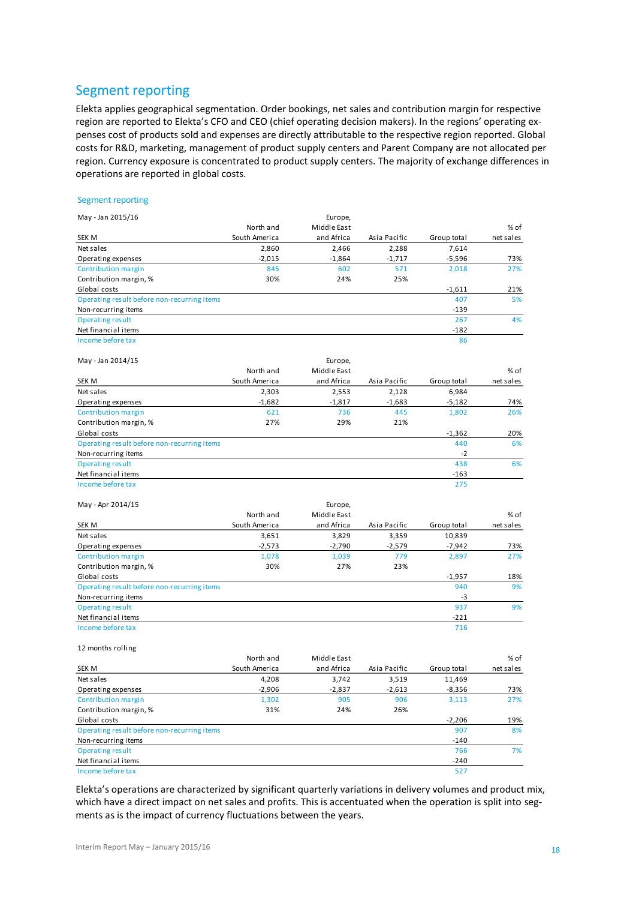## Segment reporting

Elekta applies geographical segmentation. Order bookings, net sales and contribution margin for respective region are reported to Elekta's CFO and CEO (chief operating decision makers). In the regions' operating expenses cost of products sold and expenses are directly attributable to the respective region reported. Global costs for R&D, marketing, management of product supply centers and Parent Company are not allocated per region. Currency exposure is concentrated to product supply centers. The majority of exchange differences in operations are reported in global costs.

### Segment reporting

May - Jan 2015/16

| SEK M | North and South America | Europe, Middle East and Africa | Asia Pacific | Group total | % of net sales |
|---|---|---|---|---|---|
| Net sales | 2,860 | 2,466 | 2,288 | 7,614 | |
| Operating expenses | -2,015 | -1,864 | -1,717 | -5,596 | 73% |
| Contribution margin | 845 | 602 | 571 | 2,018 | 27% |
| Contribution margin, % | 30% | 24% | 25% | | |
| Global costs | | | | -1,611 | 21% |
| Operating result before non-recurring items | | | | 407 | 5% |
| Non-recurring items | | | | -139 | |
| Operating result | | | | 267 | 4% |
| Net financial items | | | | -182 | |
| Income before tax | | | | 86 | |

May - Jan 2014/15

| SEK M | North and South America | Europe, Middle East and Africa | Asia Pacific | Group total | % of net sales |
|---|---|---|---|---|---|
| Net sales | 2,303 | 2,553 | 2,128 | 6,984 | |
| Operating expenses | -1,682 | -1,817 | -1,683 | -5,182 | 74% |
| Contribution margin | 621 | 736 | 445 | 1,802 | 26% |
| Contribution margin, % | 27% | 29% | 21% | | |
| Global costs | | | | -1,362 | 20% |
| Operating result before non-recurring items | | | | 440 | 6% |
| Non-recurring items | | | | -2 | |
| Operating result | | | | 438 | 6% |
| Net financial items | | | | -163 | |
| Income before tax | | | | 275 | |

May - Apr 2014/15

| SEK M | North and South America | Europe, Middle East and Africa | Asia Pacific | Group total | % of net sales |
|---|---|---|---|---|---|
| Net sales | 3,651 | 3,829 | 3,359 | 10,839 | |
| Operating expenses | -2,573 | -2,790 | -2,579 | -7,942 | 73% |
| Contribution margin | 1,078 | 1,039 | 779 | 2,897 | 27% |
| Contribution margin, % | 30% | 27% | 23% | | |
| Global costs | | | | -1,957 | 18% |
| Operating result before non-recurring items | | | | 940 | 9% |
| Non-recurring items | | | | -3 | |
| Operating result | | | | 937 | 9% |
| Net financial items | | | | -221 | |
| Income before tax | | | | 716 | |

12 months rolling

| SEK M | North and South America | Middle East and Africa | Asia Pacific | Group total | % of net sales |
|---|---|---|---|---|---|
| Net sales | 4,208 | 3,742 | 3,519 | 11,469 | |
| Operating expenses | -2,906 | -2,837 | -2,613 | -8,356 | 73% |
| Contribution margin | 1,302 | 905 | 906 | 3,113 | 27% |
| Contribution margin, % | 31% | 24% | 26% | | |
| Global costs | | | | -2,206 | 19% |
| Operating result before non-recurring items | | | | 907 | 8% |
| Non-recurring items | | | | -140 | |
| Operating result | | | | 766 | 7% |
| Net financial items | | | | -240 | |
| Income before tax | | | | 527 | |

Elekta's operations are characterized by significant quarterly variations in delivery volumes and product mix, which have a direct impact on net sales and profits. This is accentuated when the operation is split into segments as is the impact of currency fluctuations between the years.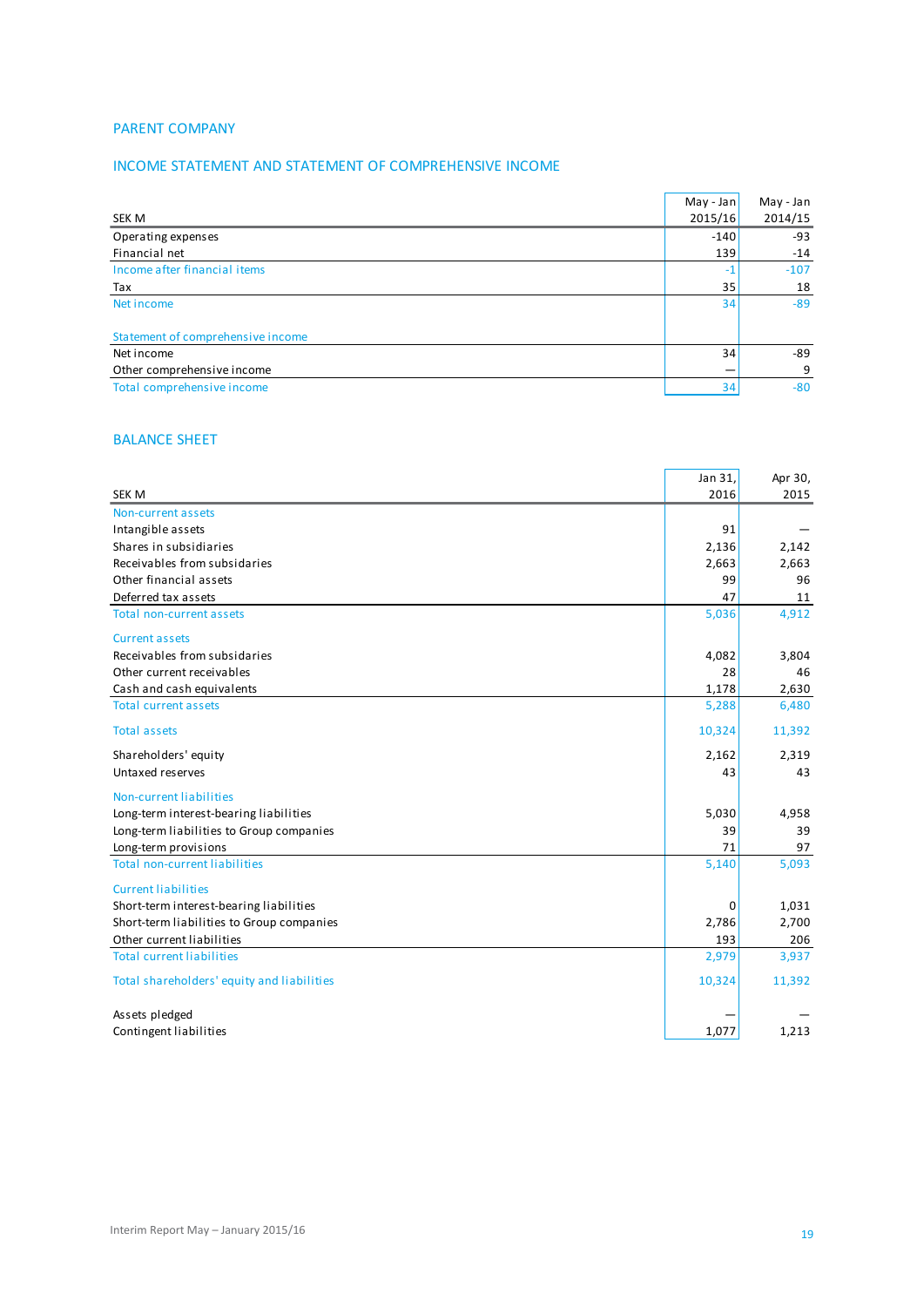## PARENT COMPANY

### INCOME STATEMENT AND STATEMENT OF COMPREHENSIVE INCOME

| SEK M | May - Jan 2015/16 | May - Jan 2014/15 |
|---|---|---|
| Operating expenses | -140 | -93 |
| Financial net | 139 | -14 |
| Income after financial items | -1 | -107 |
| Tax | 35 | 18 |
| Net income | 34 | -89 |
| | | |
| Statement of comprehensive income | | |
| Net income | 34 | -89 |
| Other comprehensive income | — | 9 |
| Total comprehensive income | 34 | -80 |

### BALANCE SHEET

| SEK M | Jan 31, 2016 | Apr 30, 2015 |
|---|---|---|
| Non-current assets | | |
| Intangible assets | 91 | — |
| Shares in subsidiaries | 2,136 | 2,142 |
| Receivables from subsidaries | 2,663 | 2,663 |
| Other financial assets | 99 | 96 |
| Deferred tax assets | 47 | 11 |
| Total non-current assets | 5,036 | 4,912 |
| Current assets | | |
| Receivables from subsidaries | 4,082 | 3,804 |
| Other current receivables | 28 | 46 |
| Cash and cash equivalents | 1,178 | 2,630 |
| Total current assets | 5,288 | 6,480 |
| Total assets | 10,324 | 11,392 |
| Shareholders' equity | 2,162 | 2,319 |
| Untaxed reserves | 43 | 43 |
| Non-current liabilities | | |
| Long-term interest-bearing liabilities | 5,030 | 4,958 |
| Long-term liabilities to Group companies | 39 | 39 |
| Long-term provisions | 71 | 97 |
| Total non-current liabilities | 5,140 | 5,093 |
| Current liabilities | | |
| Short-term interest-bearing liabilities | 0 | 1,031 |
| Short-term liabilities to Group companies | 2,786 | 2,700 |
| Other current liabilities | 193 | 206 |
| Total current liabilities | 2,979 | 3,937 |
| Total shareholders' equity and liabilities | 10,324 | 11,392 |
| | | |
| Assets pledged | — | — |
| Contingent liabilities | 1,077 | 1,213 |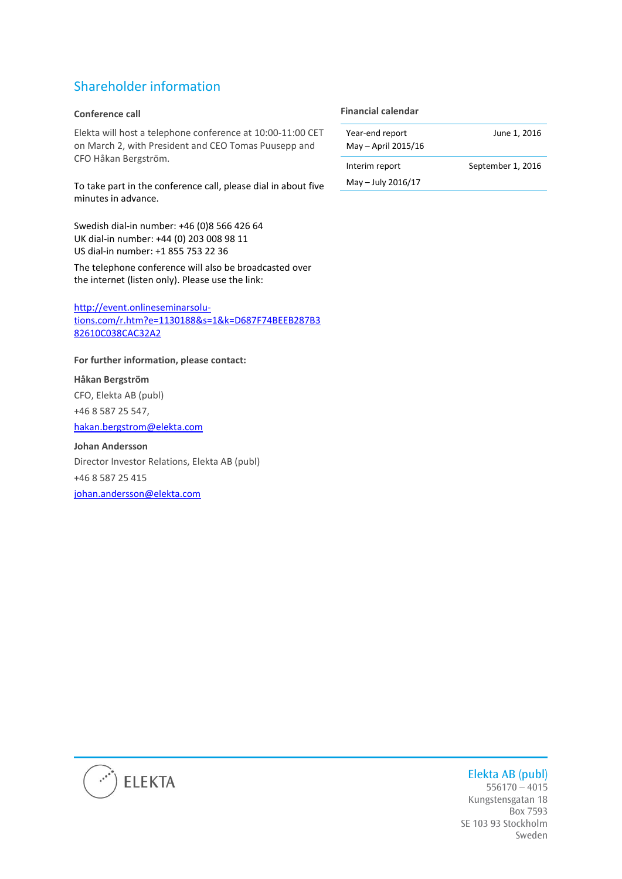## Shareholder information

### Conference call

Elekta will host a telephone conference at 10:00-11:00 CET on March 2, with President and CEO Tomas Puusepp and CFO Håkan Bergström.

To take part in the conference call, please dial in about five minutes in advance.

Swedish dial-in number: +46 (0)8 566 426 64
UK dial-in number: +44 (0) 203 008 98 11
US dial-in number: +1 855 753 22 36

The telephone conference will also be broadcasted over the internet (listen only). Please use the link:

http://event.onlineseminarsolutions.com/r.htm?e=1130188&s=1&k=D687F74BEEB287B382610C038CAC32A2

**For further information, please contact:**

**Håkan Bergström**
CFO, Elekta AB (publ)
+46 8 587 25 547,
hakan.bergstrom@elekta.com

**Johan Andersson**
Director Investor Relations, Elekta AB (publ)
+46 8 587 25 415
johan.andersson@elekta.com

### Financial calendar

| | |
|---|---|
| Year-end report May – April 2015/16 | June 1, 2016 |
| Interim report May – July 2016/17 | September 1, 2016 |

ELEKTA

Elekta AB (publl)
556170 – 4015
Kungstensgatan 18
Box 7593
SE 103 93 Stockholm
Sweden